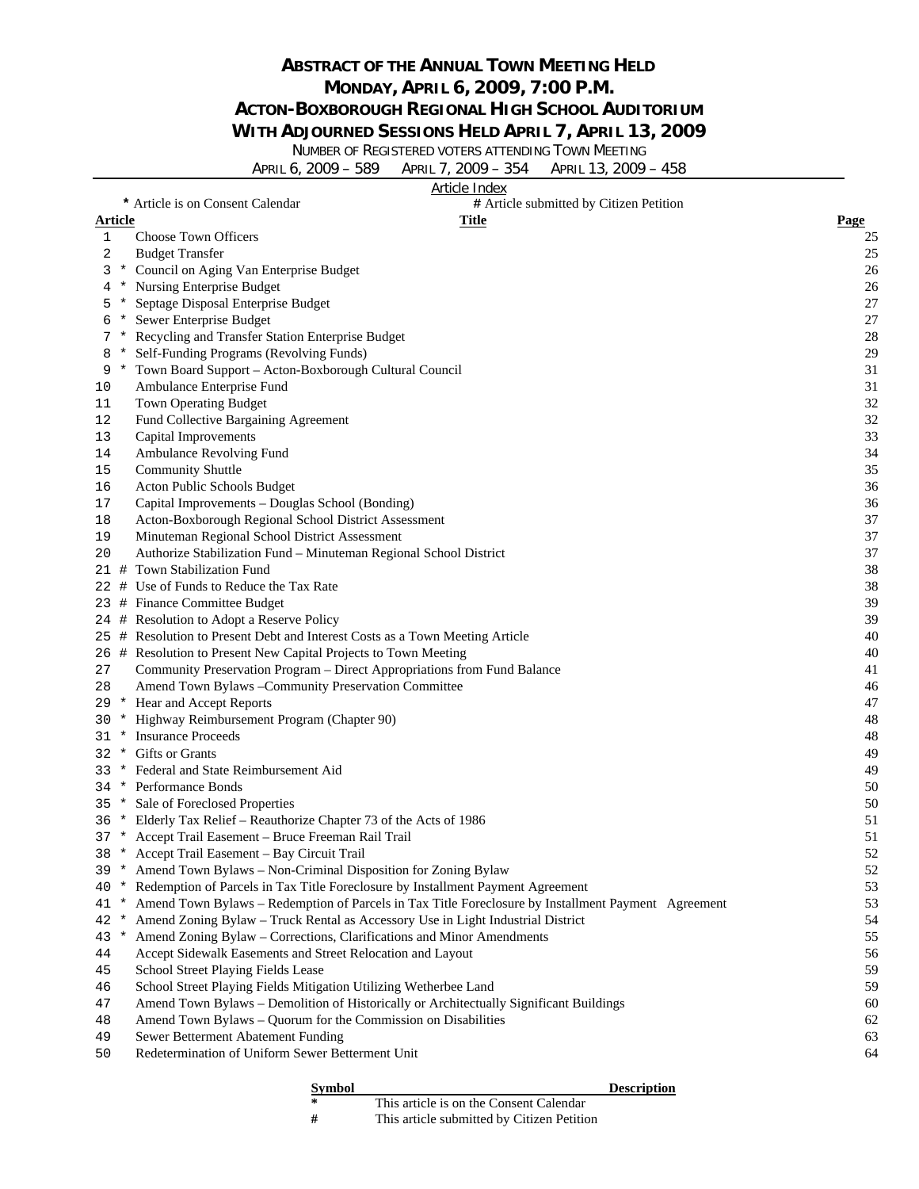# ABSTRACT OF THE ANNUAL TOWN MEETING HELD MONDAY, APRIL 6, 2009, 7:00 P.M. ACTON-BOXBOROUGH REGIONAL HIGH SCHOOL AUDITORIUM WITH ADJOURNED SESSIONS HELD APRIL 7, APRIL 13, 2009

NUMBER OF REGISTERED VOTERS ATTENDING TOWN MEETING

APRIL 6, 2009 – 589 APRIL 7, 2009 – 354 APRIL 13, 2009 – 458

## Article Index

\* Article is on Consent Calendar # Article submitted by Citizen Petition

| Article | | Title | Page |
|---|---|---|---|
| 1 | | Choose Town Officers | 25 |
| 2 | | Budget Transfer | 25 |
| 3 | * | Council on Aging Van Enterprise Budget | 26 |
| 4 | * | Nursing Enterprise Budget | 26 |
| 5 | * | Septage Disposal Enterprise Budget | 27 |
| 6 | * | Sewer Enterprise Budget | 27 |
| 7 | * | Recycling and Transfer Station Enterprise Budget | 28 |
| 8 | * | Self-Funding Programs (Revolving Funds) | 29 |
| 9 | * | Town Board Support – Acton-Boxborough Cultural Council | 31 |
| 10 | | Ambulance Enterprise Fund | 31 |
| 11 | | Town Operating Budget | 32 |
| 12 | | Fund Collective Bargaining Agreement | 32 |
| 13 | | Capital Improvements | 33 |
| 14 | | Ambulance Revolving Fund | 34 |
| 15 | | Community Shuttle | 35 |
| 16 | | Acton Public Schools Budget | 36 |
| 17 | | Capital Improvements – Douglas School (Bonding) | 36 |
| 18 | | Acton-Boxborough Regional School District Assessment | 37 |
| 19 | | Minuteman Regional School District Assessment | 37 |
| 20 | | Authorize Stabilization Fund – Minuteman Regional School District | 37 |
| 21 | # | Town Stabilization Fund | 38 |
| 22 | # | Use of Funds to Reduce the Tax Rate | 38 |
| 23 | # | Finance Committee Budget | 39 |
| 24 | # | Resolution to Adopt a Reserve Policy | 39 |
| 25 | # | Resolution to Present Debt and Interest Costs as a Town Meeting Article | 40 |
| 26 | # | Resolution to Present New Capital Projects to Town Meeting | 40 |
| 27 | | Community Preservation Program – Direct Appropriations from Fund Balance | 41 |
| 28 | | Amend Town Bylaws –Community Preservation Committee | 46 |
| 29 | * | Hear and Accept Reports | 47 |
| 30 | * | Highway Reimbursement Program (Chapter 90) | 48 |
| 31 | * | Insurance Proceeds | 48 |
| 32 | * | Gifts or Grants | 49 |
| 33 | * | Federal and State Reimbursement Aid | 49 |
| 34 | * | Performance Bonds | 50 |
| 35 | * | Sale of Foreclosed Properties | 50 |
| 36 | * | Elderly Tax Relief – Reauthorize Chapter 73 of the Acts of 1986 | 51 |
| 37 | * | Accept Trail Easement – Bruce Freeman Rail Trail | 51 |
| 38 | * | Accept Trail Easement – Bay Circuit Trail | 52 |
| 39 | * | Amend Town Bylaws – Non-Criminal Disposition for Zoning Bylaw | 52 |
| 40 | * | Redemption of Parcels in Tax Title Foreclosure by Installment Payment Agreement | 53 |
| 41 | * | Amend Town Bylaws – Redemption of Parcels in Tax Title Foreclosure by Installment Payment Agreement | 53 |
| 42 | * | Amend Zoning Bylaw – Truck Rental as Accessory Use in Light Industrial District | 54 |
| 43 | * | Amend Zoning Bylaw – Corrections, Clarifications and Minor Amendments | 55 |
| 44 | | Accept Sidewalk Easements and Street Relocation and Layout | 56 |
| 45 | | School Street Playing Fields Lease | 59 |
| 46 | | School Street Playing Fields Mitigation Utilizing Wetherbee Land | 59 |
| 47 | | Amend Town Bylaws – Demolition of Historically or Architectually Significant Buildings | 60 |
| 48 | | Amend Town Bylaws – Quorum for the Commission on Disabilities | 62 |
| 49 | | Sewer Betterment Abatement Funding | 63 |
| 50 | | Redetermination of Uniform Sewer Betterment Unit | 64 |

| Symbol | Description |
|---|---|
| * | This article is on the Consent Calendar |
| # | This article submitted by Citizen Petition |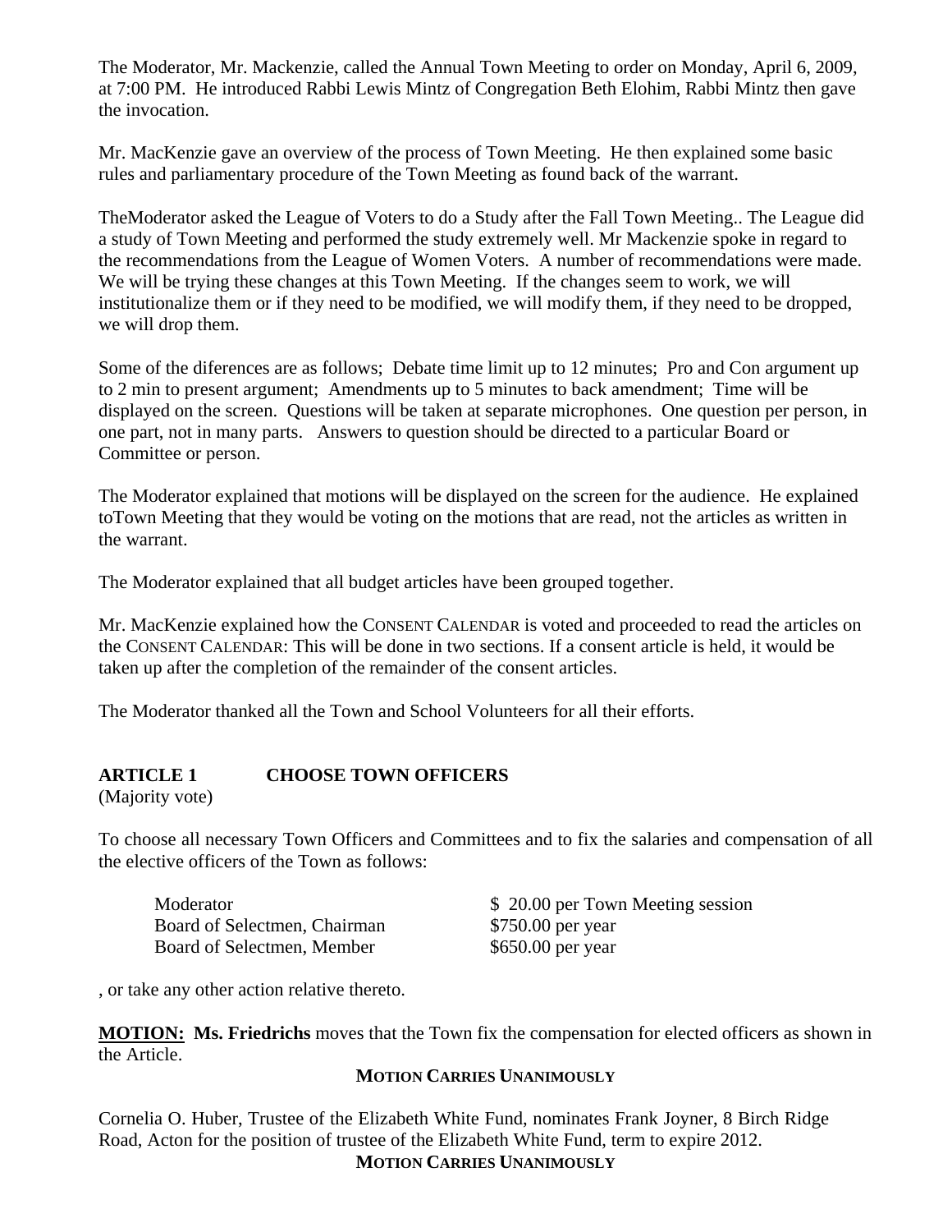The Moderator, Mr. Mackenzie, called the Annual Town Meeting to order on Monday, April 6, 2009, at 7:00 PM. He introduced Rabbi Lewis Mintz of Congregation Beth Elohim, Rabbi Mintz then gave the invocation.

Mr. MacKenzie gave an overview of the process of Town Meeting. He then explained some basic rules and parliamentary procedure of the Town Meeting as found back of the warrant.

TheModerator asked the League of Voters to do a Study after the Fall Town Meeting.. The League did a study of Town Meeting and performed the study extremely well. Mr Mackenzie spoke in regard to the recommendations from the League of Women Voters. A number of recommendations were made. We will be trying these changes at this Town Meeting. If the changes seem to work, we will institutionalize them or if they need to be modified, we will modify them, if they need to be dropped, we will drop them.

Some of the diferences are as follows; Debate time limit up to 12 minutes; Pro and Con argument up to 2 min to present argument; Amendments up to 5 minutes to back amendment; Time will be displayed on the screen. Questions will be taken at separate microphones. One question per person, in one part, not in many parts. Answers to question should be directed to a particular Board or Committee or person.

The Moderator explained that motions will be displayed on the screen for the audience. He explained toTown Meeting that they would be voting on the motions that are read, not the articles as written in the warrant.

The Moderator explained that all budget articles have been grouped together.

Mr. MacKenzie explained how the CONSENT CALENDAR is voted and proceeded to read the articles on the CONSENT CALENDAR: This will be done in two sections. If a consent article is held, it would be taken up after the completion of the remainder of the consent articles.

The Moderator thanked all the Town and School Volunteers for all their efforts.

## ARTICLE 1 CHOOSE TOWN OFFICERS

(Majority vote)

To choose all necessary Town Officers and Committees and to fix the salaries and compensation of all the elective officers of the Town as follows:

| | |
|---|---|
| Moderator | $ 20.00 per Town Meeting session |
| Board of Selectmen, Chairman | $750.00 per year |
| Board of Selectmen, Member | $650.00 per year |

, or take any other action relative thereto.

**MOTION: Ms. Friedrichs** moves that the Town fix the compensation for elected officers as shown in the Article.

**MOTION CARRIES UNANIMOUSLY**

Cornelia O. Huber, Trustee of the Elizabeth White Fund, nominates Frank Joyner, 8 Birch Ridge Road, Acton for the position of trustee of the Elizabeth White Fund, term to expire 2012.

**MOTION CARRIES UNANIMOUSLY**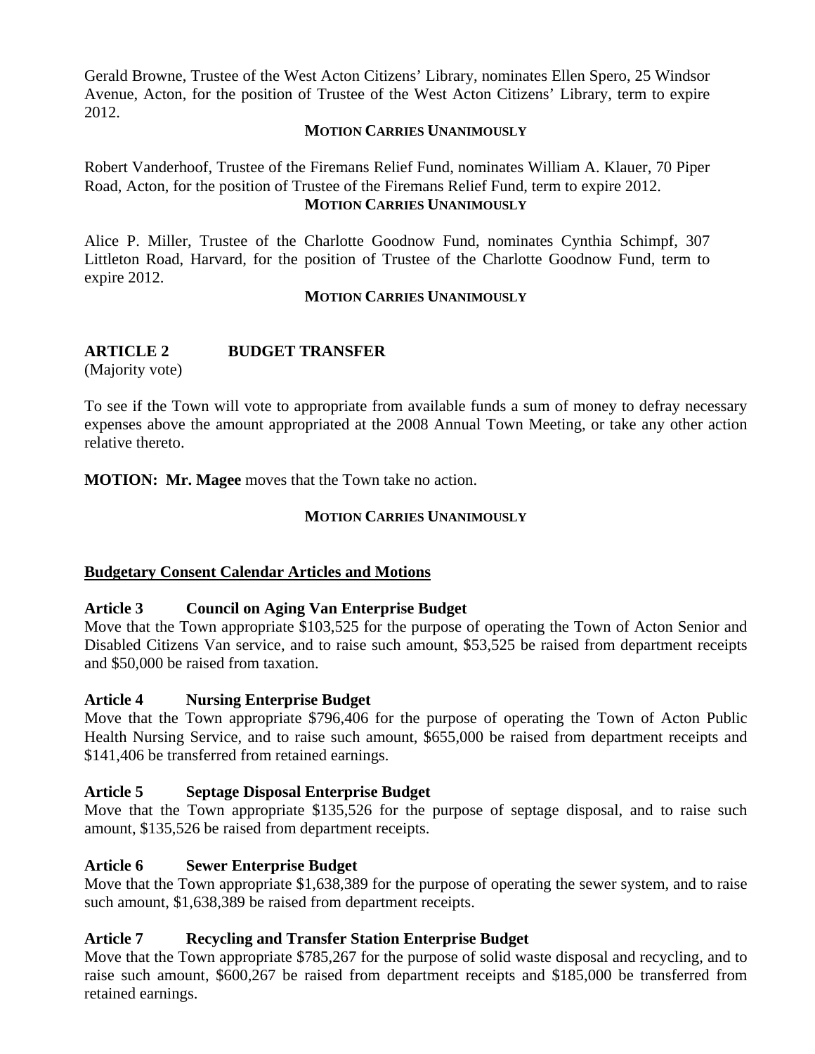Gerald Browne, Trustee of the West Acton Citizens' Library, nominates Ellen Spero, 25 Windsor Avenue, Acton, for the position of Trustee of the West Acton Citizens' Library, term to expire 2012.

**MOTION CARRIES UNANIMOUSLY**

Robert Vanderhoof, Trustee of the Firemans Relief Fund, nominates William A. Klauer, 70 Piper Road, Acton, for the position of Trustee of the Firemans Relief Fund, term to expire 2012.

**MOTION CARRIES UNANIMOUSLY**

Alice P. Miller, Trustee of the Charlotte Goodnow Fund, nominates Cynthia Schimpf, 307 Littleton Road, Harvard, for the position of Trustee of the Charlotte Goodnow Fund, term to expire 2012.

**MOTION CARRIES UNANIMOUSLY**

## ARTICLE 2 BUDGET TRANSFER

(Majority vote)

To see if the Town will vote to appropriate from available funds a sum of money to defray necessary expenses above the amount appropriated at the 2008 Annual Town Meeting, or take any other action relative thereto.

**MOTION: Mr. Magee** moves that the Town take no action.

**MOTION CARRIES UNANIMOUSLY**

**Budgetary Consent Calendar Articles and Motions**

**Article 3 Council on Aging Van Enterprise Budget**
Move that the Town appropriate $103,525 for the purpose of operating the Town of Acton Senior and Disabled Citizens Van service, and to raise such amount, $53,525 be raised from department receipts and $50,000 be raised from taxation.

**Article 4 Nursing Enterprise Budget**
Move that the Town appropriate $796,406 for the purpose of operating the Town of Acton Public Health Nursing Service, and to raise such amount, $655,000 be raised from department receipts and $141,406 be transferred from retained earnings.

**Article 5 Septage Disposal Enterprise Budget**
Move that the Town appropriate $135,526 for the purpose of septage disposal, and to raise such amount, $135,526 be raised from department receipts.

**Article 6 Sewer Enterprise Budget**
Move that the Town appropriate $1,638,389 for the purpose of operating the sewer system, and to raise such amount, $1,638,389 be raised from department receipts.

**Article 7 Recycling and Transfer Station Enterprise Budget**
Move that the Town appropriate $785,267 for the purpose of solid waste disposal and recycling, and to raise such amount, $600,267 be raised from department receipts and $185,000 be transferred from retained earnings.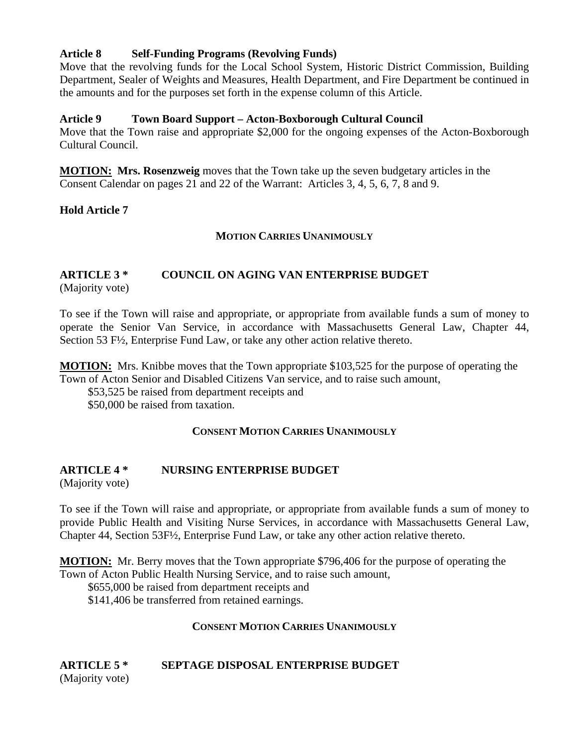**Article 8 Self-Funding Programs (Revolving Funds)**
Move that the revolving funds for the Local School System, Historic District Commission, Building Department, Sealer of Weights and Measures, Health Department, and Fire Department be continued in the amounts and for the purposes set forth in the expense column of this Article.

**Article 9 Town Board Support – Acton-Boxborough Cultural Council**
Move that the Town raise and appropriate $2,000 for the ongoing expenses of the Acton-Boxborough Cultural Council.

**MOTION: Mrs. Rosenzweig** moves that the Town take up the seven budgetary articles in the Consent Calendar on pages 21 and 22 of the Warrant: Articles 3, 4, 5, 6, 7, 8 and 9.

**Hold Article 7**

**MOTION CARRIES UNANIMOUSLY**

**ARTICLE 3 * COUNCIL ON AGING VAN ENTERPRISE BUDGET**
(Majority vote)

To see if the Town will raise and appropriate, or appropriate from available funds a sum of money to operate the Senior Van Service, in accordance with Massachusetts General Law, Chapter 44, Section 53 F½, Enterprise Fund Law, or take any other action relative thereto.

**MOTION:** Mrs. Knibbe moves that the Town appropriate $103,525 for the purpose of operating the Town of Acton Senior and Disabled Citizens Van service, and to raise such amount,
$53,525 be raised from department receipts and
$50,000 be raised from taxation.

**CONSENT MOTION CARRIES UNANIMOUSLY**

**ARTICLE 4 * NURSING ENTERPRISE BUDGET**
(Majority vote)

To see if the Town will raise and appropriate, or appropriate from available funds a sum of money to provide Public Health and Visiting Nurse Services, in accordance with Massachusetts General Law, Chapter 44, Section 53F½, Enterprise Fund Law, or take any other action relative thereto.

**MOTION:** Mr. Berry moves that the Town appropriate $796,406 for the purpose of operating the Town of Acton Public Health Nursing Service, and to raise such amount,
$655,000 be raised from department receipts and
$141,406 be transferred from retained earnings.

**CONSENT MOTION CARRIES UNANIMOUSLY**

**ARTICLE 5 * SEPTAGE DISPOSAL ENTERPRISE BUDGET**
(Majority vote)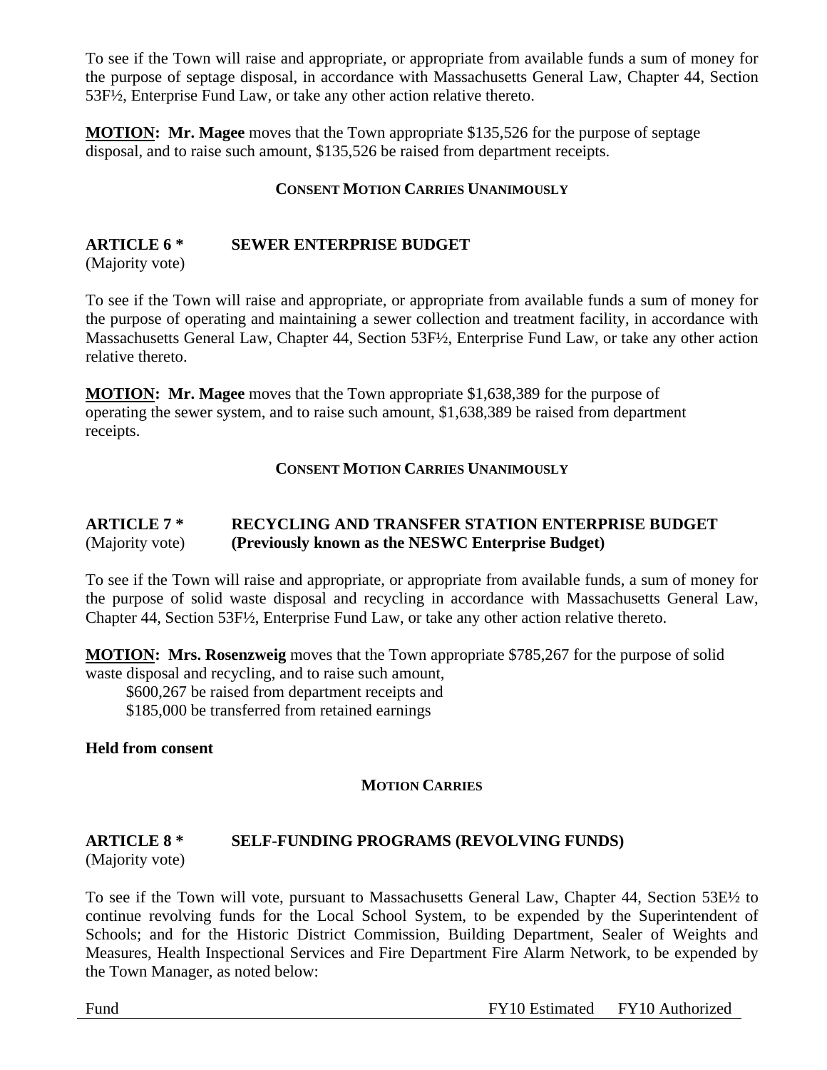To see if the Town will raise and appropriate, or appropriate from available funds a sum of money for the purpose of septage disposal, in accordance with Massachusetts General Law, Chapter 44, Section 53F½, Enterprise Fund Law, or take any other action relative thereto.

**MOTION: Mr. Magee** moves that the Town appropriate $135,526 for the purpose of septage disposal, and to raise such amount, $135,526 be raised from department receipts.

**CONSENT MOTION CARRIES UNANIMOUSLY**

## ARTICLE 6 * SEWER ENTERPRISE BUDGET

(Majority vote)

To see if the Town will raise and appropriate, or appropriate from available funds a sum of money for the purpose of operating and maintaining a sewer collection and treatment facility, in accordance with Massachusetts General Law, Chapter 44, Section 53F½, Enterprise Fund Law, or take any other action relative thereto.

**MOTION: Mr. Magee** moves that the Town appropriate $1,638,389 for the purpose of operating the sewer system, and to raise such amount, $1,638,389 be raised from department receipts.

**CONSENT MOTION CARRIES UNANIMOUSLY**

## ARTICLE 7 * RECYCLING AND TRANSFER STATION ENTERPRISE BUDGET (Previously known as the NESWC Enterprise Budget)

(Majority vote)

To see if the Town will raise and appropriate, or appropriate from available funds, a sum of money for the purpose of solid waste disposal and recycling in accordance with Massachusetts General Law, Chapter 44, Section 53F½, Enterprise Fund Law, or take any other action relative thereto.

**MOTION: Mrs. Rosenzweig** moves that the Town appropriate $785,267 for the purpose of solid waste disposal and recycling, and to raise such amount,

$600,267 be raised from department receipts and
$185,000 be transferred from retained earnings

**Held from consent**

**MOTION CARRIES**

## ARTICLE 8 * SELF-FUNDING PROGRAMS (REVOLVING FUNDS)

(Majority vote)

To see if the Town will vote, pursuant to Massachusetts General Law, Chapter 44, Section 53E½ to continue revolving funds for the Local School System, to be expended by the Superintendent of Schools; and for the Historic District Commission, Building Department, Sealer of Weights and Measures, Health Inspectional Services and Fire Department Fire Alarm Network, to be expended by the Town Manager, as noted below:

| Fund | FY10 Estimated | FY10 Authorized |
|---|---|---|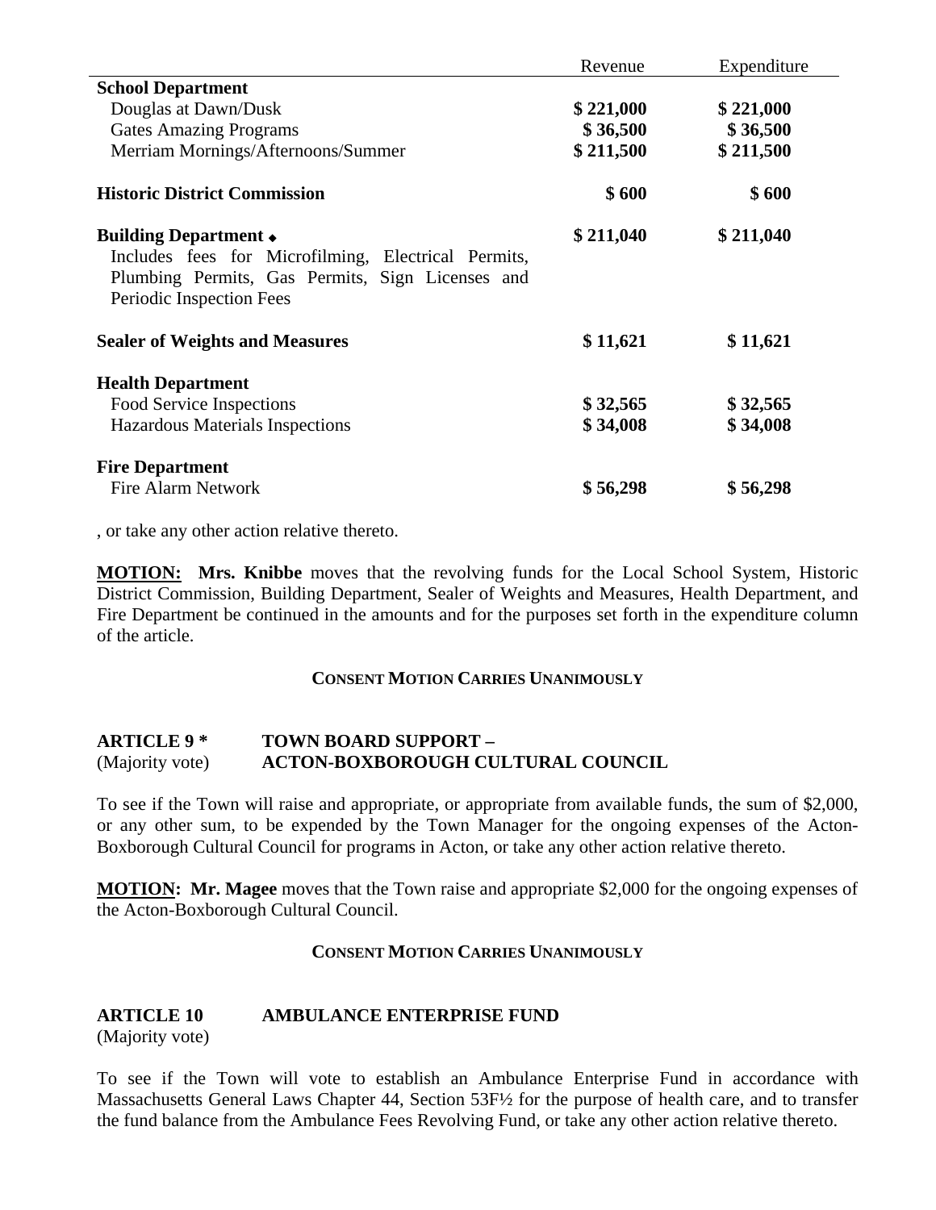| | Revenue | Expenditure |
|---|---|---|
| **School Department** | | |
| Douglas at Dawn/Dusk | **$ 221,000** | **$ 221,000** |
| Gates Amazing Programs | **$ 36,500** | **$ 36,500** |
| Merriam Mornings/Afternoons/Summer | **$ 211,500** | **$ 211,500** |
| **Historic District Commission** | **$ 600** | **$ 600** |
| **Building Department ◆** Includes fees for Microfilming, Electrical Permits, Plumbing Permits, Gas Permits, Sign Licenses and Periodic Inspection Fees | **$ 211,040** | **$ 211,040** |
| **Sealer of Weights and Measures** | **$ 11,621** | **$ 11,621** |
| **Health Department** | | |
| Food Service Inspections | **$ 32,565** | **$ 32,565** |
| Hazardous Materials Inspections | **$ 34,008** | **$ 34,008** |
| **Fire Department** | | |
| Fire Alarm Network | **$ 56,298** | **$ 56,298** |

, or take any other action relative thereto.

**MOTION:** **Mrs. Knibbe** moves that the revolving funds for the Local School System, Historic District Commission, Building Department, Sealer of Weights and Measures, Health Department, and Fire Department be continued in the amounts and for the purposes set forth in the expenditure column of the article.

**CONSENT MOTION CARRIES UNANIMOUSLY**

**ARTICLE 9 *** (Majority vote) **TOWN BOARD SUPPORT – ACTON-BOXBOROUGH CULTURAL COUNCIL**

To see if the Town will raise and appropriate, or appropriate from available funds, the sum of $2,000, or any other sum, to be expended by the Town Manager for the ongoing expenses of the Acton-Boxborough Cultural Council for programs in Acton, or take any other action relative thereto.

**MOTION:** **Mr. Magee** moves that the Town raise and appropriate $2,000 for the ongoing expenses of the Acton-Boxborough Cultural Council.

**CONSENT MOTION CARRIES UNANIMOUSLY**

**ARTICLE 10** (Majority vote) **AMBULANCE ENTERPRISE FUND**

To see if the Town will vote to establish an Ambulance Enterprise Fund in accordance with Massachusetts General Laws Chapter 44, Section 53F½ for the purpose of health care, and to transfer the fund balance from the Ambulance Fees Revolving Fund, or take any other action relative thereto.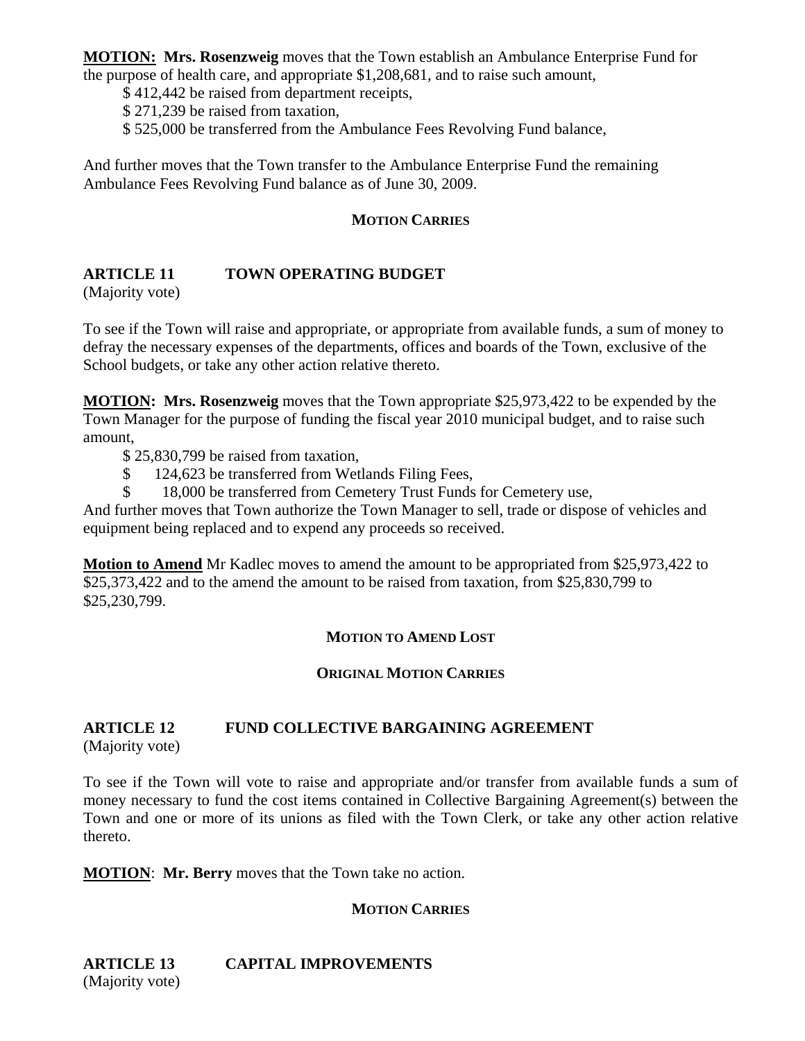**MOTION: Mrs. Rosenzweig** moves that the Town establish an Ambulance Enterprise Fund for the purpose of health care, and appropriate $1,208,681, and to raise such amount,

$ 412,442 be raised from department receipts,
$ 271,239 be raised from taxation,
$ 525,000 be transferred from the Ambulance Fees Revolving Fund balance,

And further moves that the Town transfer to the Ambulance Enterprise Fund the remaining Ambulance Fees Revolving Fund balance as of June 30, 2009.

**MOTION CARRIES**

## ARTICLE 11 TOWN OPERATING BUDGET

(Majority vote)

To see if the Town will raise and appropriate, or appropriate from available funds, a sum of money to defray the necessary expenses of the departments, offices and boards of the Town, exclusive of the School budgets, or take any other action relative thereto.

**MOTION: Mrs. Rosenzweig** moves that the Town appropriate $25,973,422 to be expended by the Town Manager for the purpose of funding the fiscal year 2010 municipal budget, and to raise such amount,

$ 25,830,799 be raised from taxation,
$ 124,623 be transferred from Wetlands Filing Fees,
$ 18,000 be transferred from Cemetery Trust Funds for Cemetery use,

And further moves that Town authorize the Town Manager to sell, trade or dispose of vehicles and equipment being replaced and to expend any proceeds so received.

**Motion to Amend** Mr Kadlec moves to amend the amount to be appropriated from $25,973,422 to $25,373,422 and to the amend the amount to be raised from taxation, from $25,830,799 to $25,230,799.

**MOTION TO AMEND LOST**

**ORIGINAL MOTION CARRIES**

## ARTICLE 12 FUND COLLECTIVE BARGAINING AGREEMENT

(Majority vote)

To see if the Town will vote to raise and appropriate and/or transfer from available funds a sum of money necessary to fund the cost items contained in Collective Bargaining Agreement(s) between the Town and one or more of its unions as filed with the Town Clerk, or take any other action relative thereto.

**MOTION**: **Mr. Berry** moves that the Town take no action.

**MOTION CARRIES**

## ARTICLE 13 CAPITAL IMPROVEMENTS

(Majority vote)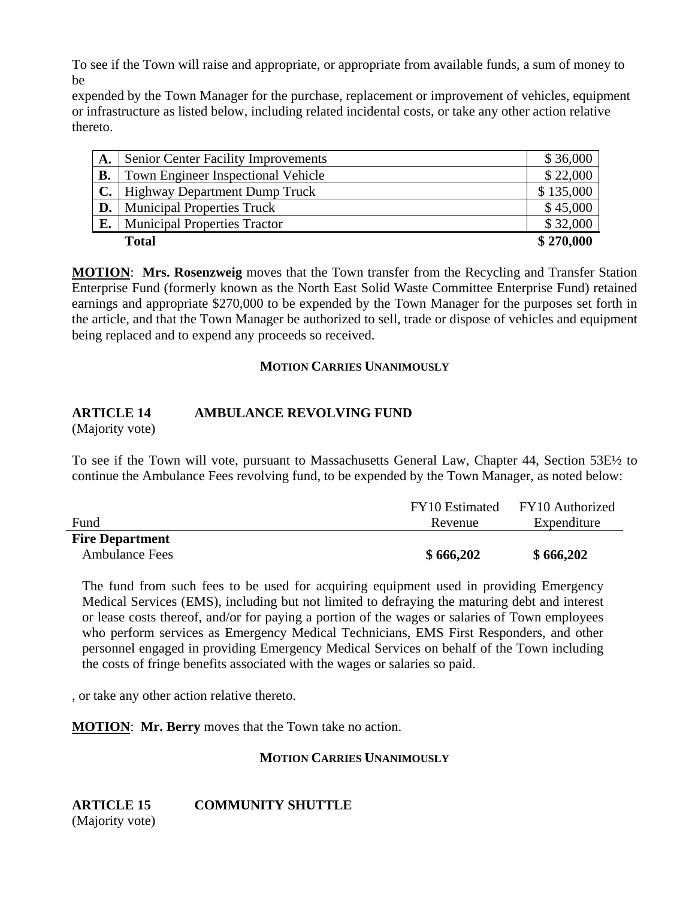To see if the Town will raise and appropriate, or appropriate from available funds, a sum of money to be expended by the Town Manager for the purchase, replacement or improvement of vehicles, equipment or infrastructure as listed below, including related incidental costs, or take any other action relative thereto.

| | | |
|---|---|---|
| **A.** | Senior Center Facility Improvements | $ 36,000 |
| **B.** | Town Engineer Inspectional Vehicle | $ 22,000 |
| **C.** | Highway Department Dump Truck | $ 135,000 |
| **D.** | Municipal Properties Truck | $ 45,000 |
| **E.** | Municipal Properties Tractor | $ 32,000 |
| | **Total** | **$ 270,000** |

**MOTION**: **Mrs. Rosenzweig** moves that the Town transfer from the Recycling and Transfer Station Enterprise Fund (formerly known as the North East Solid Waste Committee Enterprise Fund) retained earnings and appropriate $270,000 to be expended by the Town Manager for the purposes set forth in the article, and that the Town Manager be authorized to sell, trade or dispose of vehicles and equipment being replaced and to expend any proceeds so received.

**MOTION CARRIES UNANIMOUSLY**

## ARTICLE 14 AMBULANCE REVOLVING FUND

(Majority vote)

To see if the Town will vote, pursuant to Massachusetts General Law, Chapter 44, Section 53E½ to continue the Ambulance Fees revolving fund, to be expended by the Town Manager, as noted below:

| Fund | FY10 Estimated Revenue | FY10 Authorized Expenditure |
|---|---|---|
| **Fire Department** | | |
| Ambulance Fees | **$ 666,202** | **$ 666,202** |

The fund from such fees to be used for acquiring equipment used in providing Emergency Medical Services (EMS), including but not limited to defraying the maturing debt and interest or lease costs thereof, and/or for paying a portion of the wages or salaries of Town employees who perform services as Emergency Medical Technicians, EMS First Responders, and other personnel engaged in providing Emergency Medical Services on behalf of the Town including the costs of fringe benefits associated with the wages or salaries so paid.

, or take any other action relative thereto.

**MOTION**: **Mr. Berry** moves that the Town take no action.

**MOTION CARRIES UNANIMOUSLY**

## ARTICLE 15 COMMUNITY SHUTTLE

(Majority vote)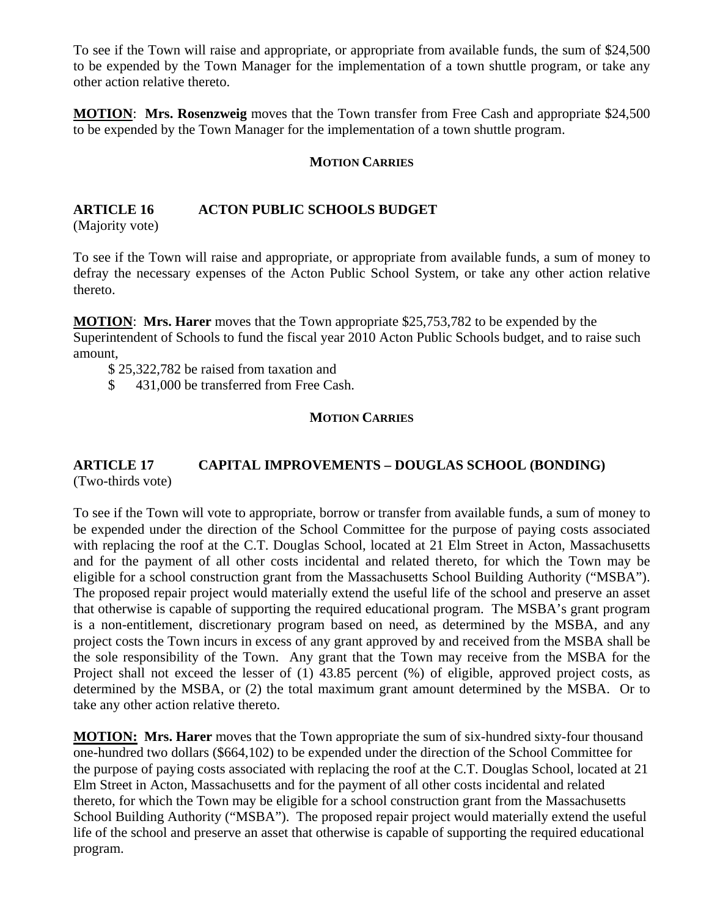To see if the Town will raise and appropriate, or appropriate from available funds, the sum of $24,500 to be expended by the Town Manager for the implementation of a town shuttle program, or take any other action relative thereto.

**MOTION**: **Mrs. Rosenzweig** moves that the Town transfer from Free Cash and appropriate $24,500 to be expended by the Town Manager for the implementation of a town shuttle program.

**MOTION CARRIES**

## ARTICLE 16 ACTON PUBLIC SCHOOLS BUDGET

(Majority vote)

To see if the Town will raise and appropriate, or appropriate from available funds, a sum of money to defray the necessary expenses of the Acton Public School System, or take any other action relative thereto.

**MOTION**: **Mrs. Harer** moves that the Town appropriate $25,753,782 to be expended by the Superintendent of Schools to fund the fiscal year 2010 Acton Public Schools budget, and to raise such amount,

$ 25,322,782 be raised from taxation and
$ 431,000 be transferred from Free Cash.

**MOTION CARRIES**

## ARTICLE 17 CAPITAL IMPROVEMENTS – DOUGLAS SCHOOL (BONDING)

(Two-thirds vote)

To see if the Town will vote to appropriate, borrow or transfer from available funds, a sum of money to be expended under the direction of the School Committee for the purpose of paying costs associated with replacing the roof at the C.T. Douglas School, located at 21 Elm Street in Acton, Massachusetts and for the payment of all other costs incidental and related thereto, for which the Town may be eligible for a school construction grant from the Massachusetts School Building Authority ("MSBA"). The proposed repair project would materially extend the useful life of the school and preserve an asset that otherwise is capable of supporting the required educational program. The MSBA's grant program is a non-entitlement, discretionary program based on need, as determined by the MSBA, and any project costs the Town incurs in excess of any grant approved by and received from the MSBA shall be the sole responsibility of the Town. Any grant that the Town may receive from the MSBA for the Project shall not exceed the lesser of (1) 43.85 percent (%) of eligible, approved project costs, as determined by the MSBA, or (2) the total maximum grant amount determined by the MSBA. Or to take any other action relative thereto.

**MOTION: Mrs. Harer** moves that the Town appropriate the sum of six-hundred sixty-four thousand one-hundred two dollars ($664,102) to be expended under the direction of the School Committee for the purpose of paying costs associated with replacing the roof at the C.T. Douglas School, located at 21 Elm Street in Acton, Massachusetts and for the payment of all other costs incidental and related thereto, for which the Town may be eligible for a school construction grant from the Massachusetts School Building Authority ("MSBA"). The proposed repair project would materially extend the useful life of the school and preserve an asset that otherwise is capable of supporting the required educational program.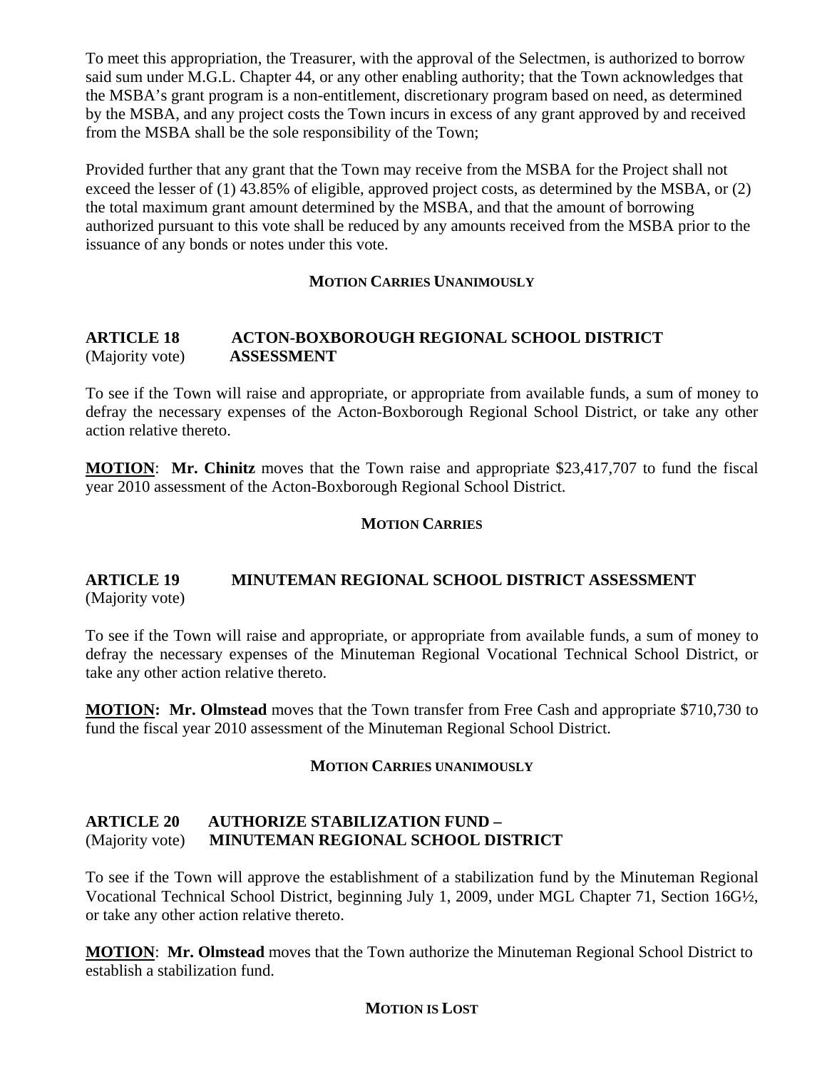To meet this appropriation, the Treasurer, with the approval of the Selectmen, is authorized to borrow said sum under M.G.L. Chapter 44, or any other enabling authority; that the Town acknowledges that the MSBA's grant program is a non-entitlement, discretionary program based on need, as determined by the MSBA, and any project costs the Town incurs in excess of any grant approved by and received from the MSBA shall be the sole responsibility of the Town;

Provided further that any grant that the Town may receive from the MSBA for the Project shall not exceed the lesser of (1) 43.85% of eligible, approved project costs, as determined by the MSBA, or (2) the total maximum grant amount determined by the MSBA, and that the amount of borrowing authorized pursuant to this vote shall be reduced by any amounts received from the MSBA prior to the issuance of any bonds or notes under this vote.

**MOTION CARRIES UNANIMOUSLY**

**ARTICLE 18 ACTON-BOXBOROUGH REGIONAL SCHOOL DISTRICT**
(Majority vote) **ASSESSMENT**

To see if the Town will raise and appropriate, or appropriate from available funds, a sum of money to defray the necessary expenses of the Acton-Boxborough Regional School District, or take any other action relative thereto.

**MOTION**: **Mr. Chinitz** moves that the Town raise and appropriate $23,417,707 to fund the fiscal year 2010 assessment of the Acton-Boxborough Regional School District.

**MOTION CARRIES**

**ARTICLE 19 MINUTEMAN REGIONAL SCHOOL DISTRICT ASSESSMENT**
(Majority vote)

To see if the Town will raise and appropriate, or appropriate from available funds, a sum of money to defray the necessary expenses of the Minuteman Regional Vocational Technical School District, or take any other action relative thereto.

**MOTION: Mr. Olmstead** moves that the Town transfer from Free Cash and appropriate $710,730 to fund the fiscal year 2010 assessment of the Minuteman Regional School District.

**MOTION CARRIES UNANIMOUSLY**

**ARTICLE 20 AUTHORIZE STABILIZATION FUND –**
(Majority vote) **MINUTEMAN REGIONAL SCHOOL DISTRICT**

To see if the Town will approve the establishment of a stabilization fund by the Minuteman Regional Vocational Technical School District, beginning July 1, 2009, under MGL Chapter 71, Section 16G½, or take any other action relative thereto.

**MOTION**: **Mr. Olmstead** moves that the Town authorize the Minuteman Regional School District to establish a stabilization fund.

**MOTION IS LOST**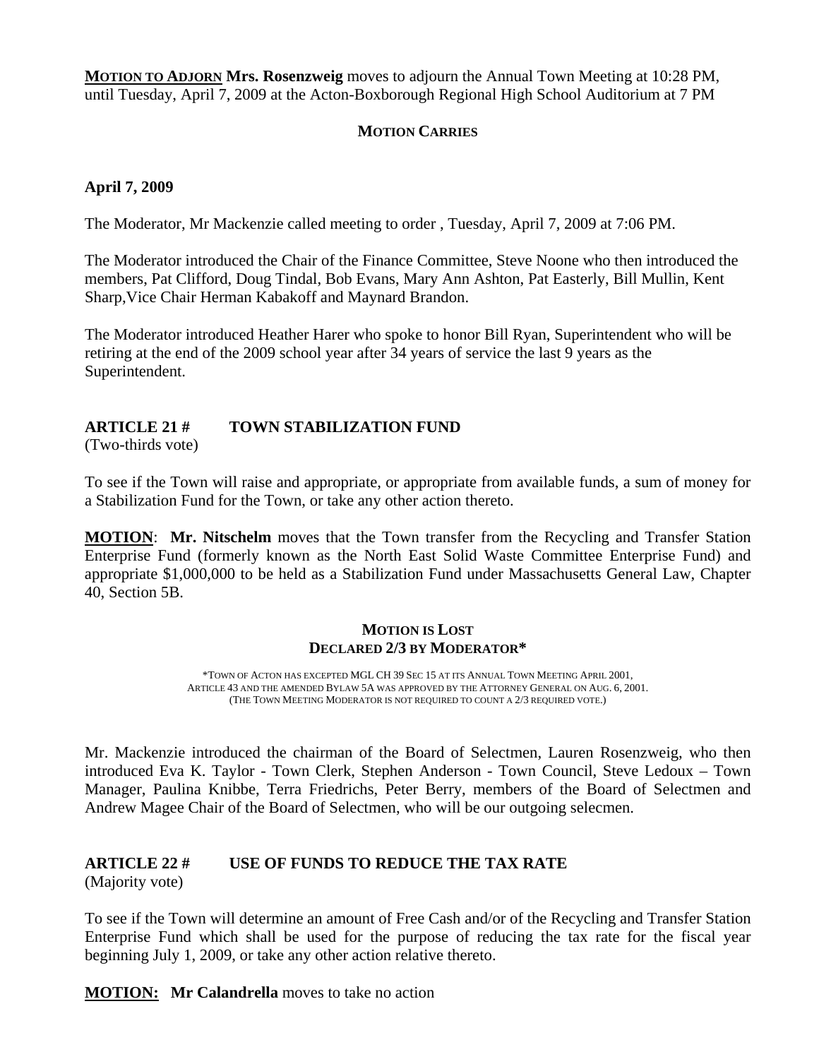**MOTION TO ADJOURN** **Mrs. Rosenzweig** moves to adjourn the Annual Town Meeting at 10:28 PM, until Tuesday, April 7, 2009 at the Acton-Boxborough Regional High School Auditorium at 7 PM

**MOTION CARRIES**

**April 7, 2009**

The Moderator, Mr Mackenzie called meeting to order , Tuesday, April 7, 2009 at 7:06 PM.

The Moderator introduced the Chair of the Finance Committee, Steve Noone who then introduced the members, Pat Clifford, Doug Tindal, Bob Evans, Mary Ann Ashton, Pat Easterly, Bill Mullin, Kent Sharp,Vice Chair Herman Kabakoff and Maynard Brandon.

The Moderator introduced Heather Harer who spoke to honor Bill Ryan, Superintendent who will be retiring at the end of the 2009 school year after 34 years of service the last 9 years as the Superintendent.

## ARTICLE 21 # TOWN STABILIZATION FUND

(Two-thirds vote)

To see if the Town will raise and appropriate, or appropriate from available funds, a sum of money for a Stabilization Fund for the Town, or take any other action thereto.

**MOTION**: **Mr. Nitschelm** moves that the Town transfer from the Recycling and Transfer Station Enterprise Fund (formerly known as the North East Solid Waste Committee Enterprise Fund) and appropriate $1,000,000 to be held as a Stabilization Fund under Massachusetts General Law, Chapter 40, Section 5B.

**MOTION IS LOST**
**DECLARED 2/3 BY MODERATOR***

*TOWN OF ACTON HAS EXCEPTED MGL CH 39 SEC 15 AT ITS ANNUAL TOWN MEETING APRIL 2001, ARTICLE 43 AND THE AMENDED BYLAW 5A WAS APPROVED BY THE ATTORNEY GENERAL ON AUG. 6, 2001. (THE TOWN MEETING MODERATOR IS NOT REQUIRED TO COUNT A 2/3 REQUIRED VOTE.)

Mr. Mackenzie introduced the chairman of the Board of Selectmen, Lauren Rosenzweig, who then introduced Eva K. Taylor - Town Clerk, Stephen Anderson - Town Council, Steve Ledoux – Town Manager, Paulina Knibbe, Terra Friedrichs, Peter Berry, members of the Board of Selectmen and Andrew Magee Chair of the Board of Selectmen, who will be our outgoing selecmen.

## ARTICLE 22 # USE OF FUNDS TO REDUCE THE TAX RATE

(Majority vote)

To see if the Town will determine an amount of Free Cash and/or of the Recycling and Transfer Station Enterprise Fund which shall be used for the purpose of reducing the tax rate for the fiscal year beginning July 1, 2009, or take any other action relative thereto.

**MOTION:** **Mr Calandrella** moves to take no action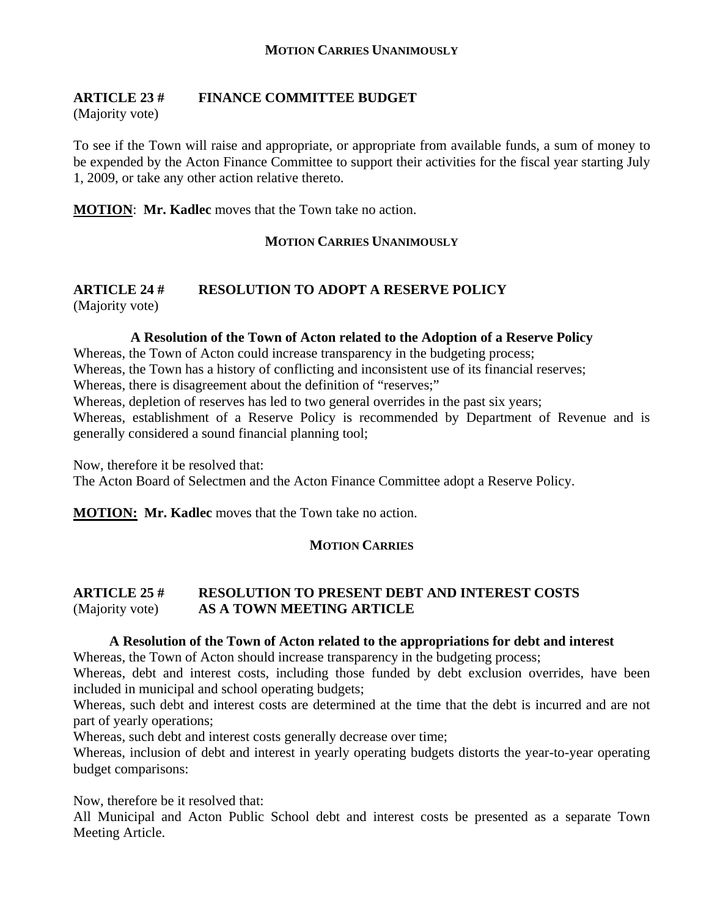**MOTION CARRIES UNANIMOUSLY**

## ARTICLE 23 # FINANCE COMMITTEE BUDGET

(Majority vote)

To see if the Town will raise and appropriate, or appropriate from available funds, a sum of money to be expended by the Acton Finance Committee to support their activities for the fiscal year starting July 1, 2009, or take any other action relative thereto.

**MOTION**: **Mr. Kadlec** moves that the Town take no action.

**MOTION CARRIES UNANIMOUSLY**

## ARTICLE 24 # RESOLUTION TO ADOPT A RESERVE POLICY

(Majority vote)

**A Resolution of the Town of Acton related to the Adoption of a Reserve Policy**

Whereas, the Town of Acton could increase transparency in the budgeting process;
Whereas, the Town has a history of conflicting and inconsistent use of its financial reserves;
Whereas, there is disagreement about the definition of "reserves;"
Whereas, depletion of reserves has led to two general overrides in the past six years;
Whereas, establishment of a Reserve Policy is recommended by Department of Revenue and is generally considered a sound financial planning tool;

Now, therefore it be resolved that:
The Acton Board of Selectmen and the Acton Finance Committee adopt a Reserve Policy.

**MOTION:** **Mr. Kadlec** moves that the Town take no action.

**MOTION CARRIES**

## ARTICLE 25 # RESOLUTION TO PRESENT DEBT AND INTEREST COSTS AS A TOWN MEETING ARTICLE

(Majority vote)

**A Resolution of the Town of Acton related to the appropriations for debt and interest**

Whereas, the Town of Acton should increase transparency in the budgeting process;
Whereas, debt and interest costs, including those funded by debt exclusion overrides, have been included in municipal and school operating budgets;
Whereas, such debt and interest costs are determined at the time that the debt is incurred and are not part of yearly operations;
Whereas, such debt and interest costs generally decrease over time;
Whereas, inclusion of debt and interest in yearly operating budgets distorts the year-to-year operating budget comparisons:

Now, therefore be it resolved that:
All Municipal and Acton Public School debt and interest costs be presented as a separate Town Meeting Article.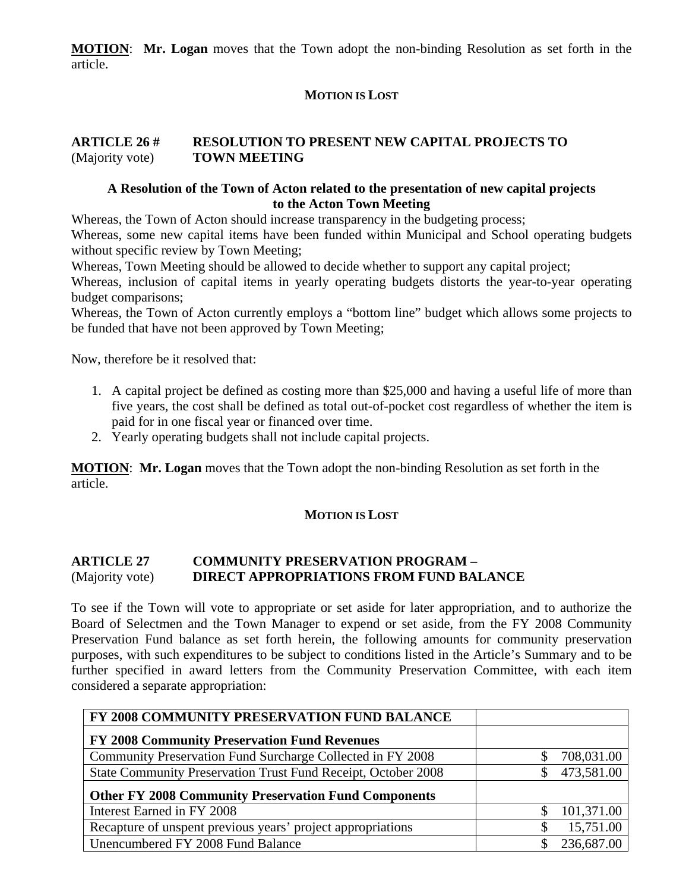**MOTION**: **Mr. Logan** moves that the Town adopt the non-binding Resolution as set forth in the article.

**MOTION IS LOST**

## ARTICLE 26 # RESOLUTION TO PRESENT NEW CAPITAL PROJECTS TO TOWN MEETING
(Majority vote)

**A Resolution of the Town of Acton related to the presentation of new capital projects to the Acton Town Meeting**

Whereas, the Town of Acton should increase transparency in the budgeting process;
Whereas, some new capital items have been funded within Municipal and School operating budgets without specific review by Town Meeting;
Whereas, Town Meeting should be allowed to decide whether to support any capital project;
Whereas, inclusion of capital items in yearly operating budgets distorts the year-to-year operating budget comparisons;
Whereas, the Town of Acton currently employs a "bottom line" budget which allows some projects to be funded that have not been approved by Town Meeting;

Now, therefore be it resolved that:

1. A capital project be defined as costing more than $25,000 and having a useful life of more than five years, the cost shall be defined as total out-of-pocket cost regardless of whether the item is paid for in one fiscal year or financed over time.
2. Yearly operating budgets shall not include capital projects.

**MOTION**: **Mr. Logan** moves that the Town adopt the non-binding Resolution as set forth in the article.

**MOTION IS LOST**

## ARTICLE 27 COMMUNITY PRESERVATION PROGRAM – DIRECT APPROPRIATIONS FROM FUND BALANCE
(Majority vote)

To see if the Town will vote to appropriate or set aside for later appropriation, and to authorize the Board of Selectmen and the Town Manager to expend or set aside, from the FY 2008 Community Preservation Fund balance as set forth herein, the following amounts for community preservation purposes, with such expenditures to be subject to conditions listed in the Article's Summary and to be further specified in award letters from the Community Preservation Committee, with each item considered a separate appropriation:

| **FY 2008 COMMUNITY PRESERVATION FUND BALANCE** | |
|---|---|
| **FY 2008 Community Preservation Fund Revenues** | |
| Community Preservation Fund Surcharge Collected in FY 2008 | $ 708,031.00 |
| State Community Preservation Trust Fund Receipt, October 2008 | $ 473,581.00 |
| **Other FY 2008 Community Preservation Fund Components** | |
| Interest Earned in FY 2008 | $ 101,371.00 |
| Recapture of unspent previous years' project appropriations | $ 15,751.00 |
| Unencumbered FY 2008 Fund Balance | $ 236,687.00 |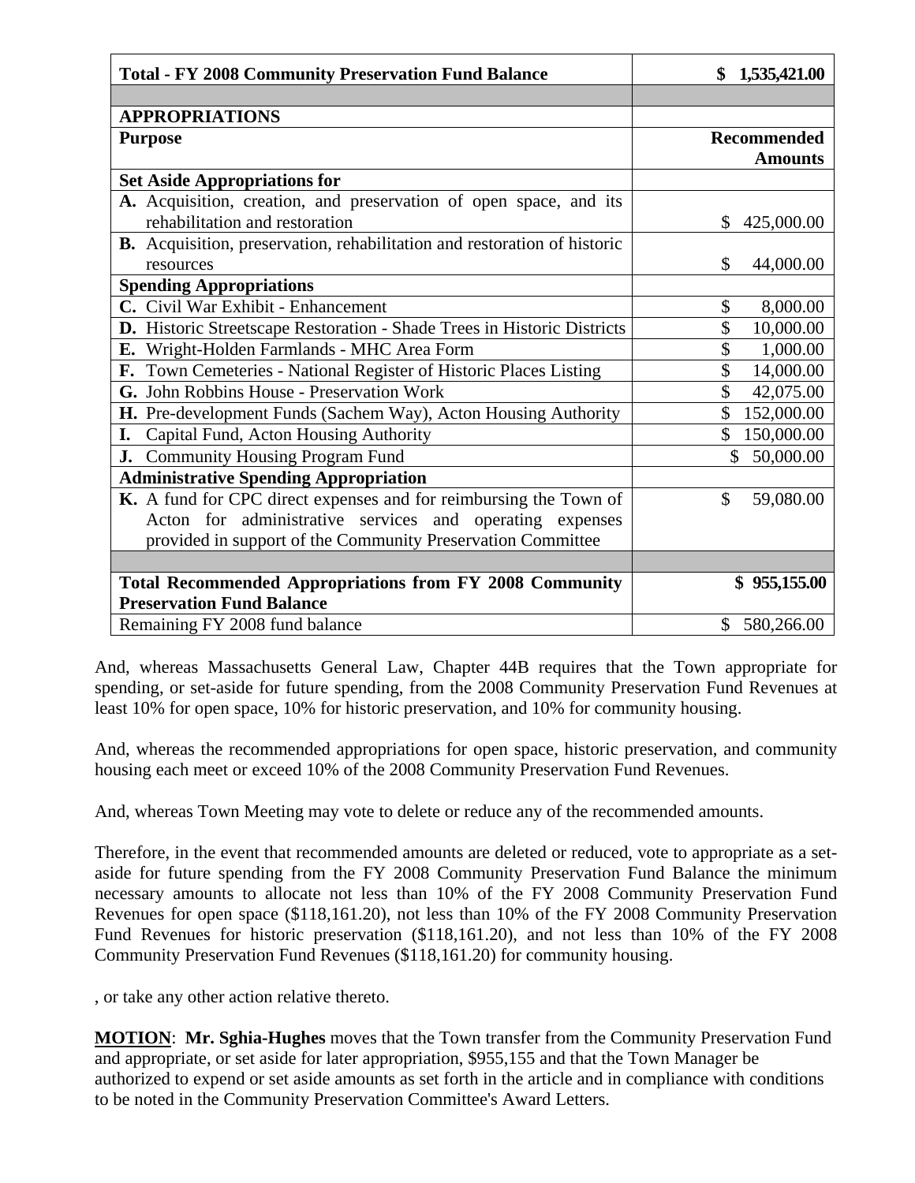| **Total - FY 2008 Community Preservation Fund Balance** | **$ 1,535,421.00** |
|---|---|
| | |
| **APPROPRIATIONS** | |
| **Purpose** | **Recommended Amounts** |
| **Set Aside Appropriations for** | |
| **A.** Acquisition, creation, and preservation of open space, and its rehabilitation and restoration | $ 425,000.00 |
| **B.** Acquisition, preservation, rehabilitation and restoration of historic resources | $ 44,000.00 |
| **Spending Appropriations** | |
| **C.** Civil War Exhibit - Enhancement | $ 8,000.00 |
| **D.** Historic Streetscape Restoration - Shade Trees in Historic Districts | $ 10,000.00 |
| **E.** Wright-Holden Farmlands - MHC Area Form | $ 1,000.00 |
| **F.** Town Cemeteries - National Register of Historic Places Listing | $ 14,000.00 |
| **G.** John Robbins House - Preservation Work | $ 42,075.00 |
| **H.** Pre-development Funds (Sachem Way), Acton Housing Authority | $ 152,000.00 |
| **I.** Capital Fund, Acton Housing Authority | $ 150,000.00 |
| **J.** Community Housing Program Fund | $ 50,000.00 |
| **Administrative Spending Appropriation** | |
| **K.** A fund for CPC direct expenses and for reimbursing the Town of Acton for administrative services and operating expenses provided in support of the Community Preservation Committee | $ 59,080.00 |
| | |
| **Total Recommended Appropriations from FY 2008 Community Preservation Fund Balance** | **$ 955,155.00** |
| Remaining FY 2008 fund balance | $ 580,266.00 |

And, whereas Massachusetts General Law, Chapter 44B requires that the Town appropriate for spending, or set-aside for future spending, from the 2008 Community Preservation Fund Revenues at least 10% for open space, 10% for historic preservation, and 10% for community housing.

And, whereas the recommended appropriations for open space, historic preservation, and community housing each meet or exceed 10% of the 2008 Community Preservation Fund Revenues.

And, whereas Town Meeting may vote to delete or reduce any of the recommended amounts.

Therefore, in the event that recommended amounts are deleted or reduced, vote to appropriate as a set-aside for future spending from the FY 2008 Community Preservation Fund Balance the minimum necessary amounts to allocate not less than 10% of the FY 2008 Community Preservation Fund Revenues for open space ($118,161.20), not less than 10% of the FY 2008 Community Preservation Fund Revenues for historic preservation ($118,161.20), and not less than 10% of the FY 2008 Community Preservation Fund Revenues ($118,161.20) for community housing.

, or take any other action relative thereto.

**MOTION**: **Mr. Sghia-Hughes** moves that the Town transfer from the Community Preservation Fund and appropriate, or set aside for later appropriation, $955,155 and that the Town Manager be authorized to expend or set aside amounts as set forth in the article and in compliance with conditions to be noted in the Community Preservation Committee's Award Letters.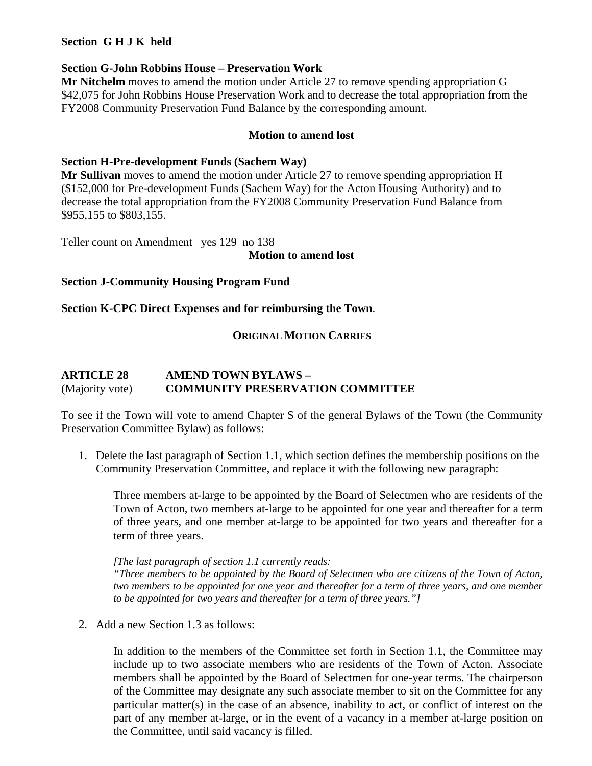**Section G H J K held**

**Section G-John Robbins House – Preservation Work**
**Mr Nitchelm** moves to amend the motion under Article 27 to remove spending appropriation G $42,075 for John Robbins House Preservation Work and to decrease the total appropriation from the FY2008 Community Preservation Fund Balance by the corresponding amount.

**Motion to amend lost**

**Section H-Pre-development Funds (Sachem Way)**
**Mr Sullivan** moves to amend the motion under Article 27 to remove spending appropriation H ($152,000 for Pre-development Funds (Sachem Way) for the Acton Housing Authority) and to decrease the total appropriation from the FY2008 Community Preservation Fund Balance from $955,155 to $803,155.

Teller count on Amendment yes 129 no 138

**Motion to amend lost**

**Section J-Community Housing Program Fund**

**Section K-CPC Direct Expenses and for reimbursing the Town**.

**ORIGINAL MOTION CARRIES**

## ARTICLE 28 AMEND TOWN BYLAWS – COMMUNITY PRESERVATION COMMITTEE
(Majority vote)

To see if the Town will vote to amend Chapter S of the general Bylaws of the Town (the Community Preservation Committee Bylaw) as follows:

1. Delete the last paragraph of Section 1.1, which section defines the membership positions on the Community Preservation Committee, and replace it with the following new paragraph:

   Three members at-large to be appointed by the Board of Selectmen who are residents of the Town of Acton, two members at-large to be appointed for one year and thereafter for a term of three years, and one member at-large to be appointed for two years and thereafter for a term of three years.

   *[The last paragraph of section 1.1 currently reads:*
   *"Three members to be appointed by the Board of Selectmen who are citizens of the Town of Acton, two members to be appointed for one year and thereafter for a term of three years, and one member to be appointed for two years and thereafter for a term of three years."]*

2. Add a new Section 1.3 as follows:

   In addition to the members of the Committee set forth in Section 1.1, the Committee may include up to two associate members who are residents of the Town of Acton. Associate members shall be appointed by the Board of Selectmen for one-year terms. The chairperson of the Committee may designate any such associate member to sit on the Committee for any particular matter(s) in the case of an absence, inability to act, or conflict of interest on the part of any member at-large, or in the event of a vacancy in a member at-large position on the Committee, until said vacancy is filled.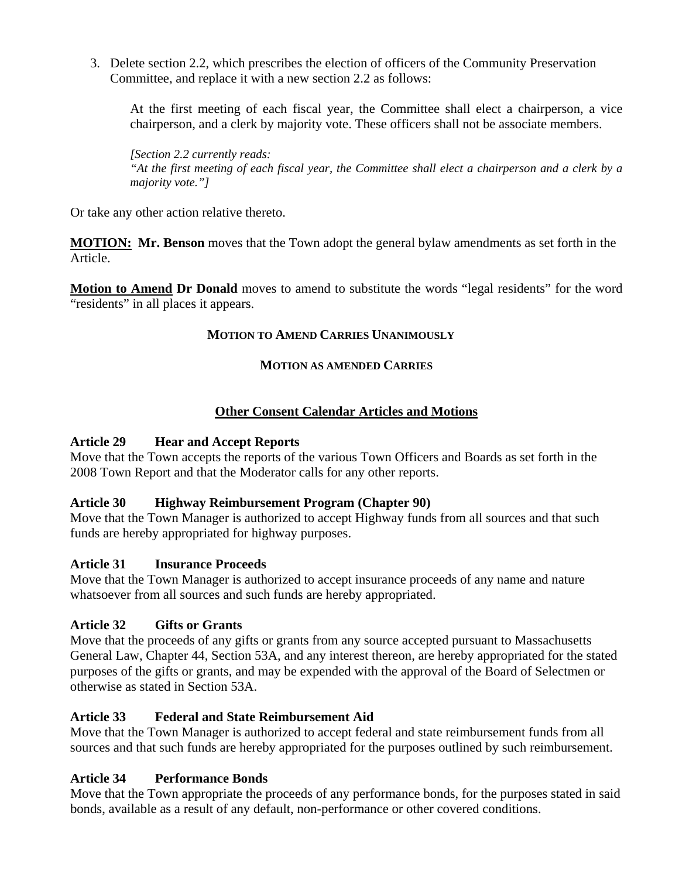3. Delete section 2.2, which prescribes the election of officers of the Community Preservation Committee, and replace it with a new section 2.2 as follows:

   At the first meeting of each fiscal year, the Committee shall elect a chairperson, a vice chairperson, and a clerk by majority vote. These officers shall not be associate members.

   *[Section 2.2 currently reads:*
   *"At the first meeting of each fiscal year, the Committee shall elect a chairperson and a clerk by a majority vote."]*

Or take any other action relative thereto.

**MOTION:** **Mr. Benson** moves that the Town adopt the general bylaw amendments as set forth in the Article.

**Motion to Amend** **Dr Donald** moves to amend to substitute the words "legal residents" for the word "residents" in all places it appears.

**MOTION TO AMEND CARRIES UNANIMOUSLY**

**MOTION AS AMENDED CARRIES**

## Other Consent Calendar Articles and Motions

**Article 29 Hear and Accept Reports**
Move that the Town accepts the reports of the various Town Officers and Boards as set forth in the 2008 Town Report and that the Moderator calls for any other reports.

**Article 30 Highway Reimbursement Program (Chapter 90)**
Move that the Town Manager is authorized to accept Highway funds from all sources and that such funds are hereby appropriated for highway purposes.

**Article 31 Insurance Proceeds**
Move that the Town Manager is authorized to accept insurance proceeds of any name and nature whatsoever from all sources and such funds are hereby appropriated.

**Article 32 Gifts or Grants**
Move that the proceeds of any gifts or grants from any source accepted pursuant to Massachusetts General Law, Chapter 44, Section 53A, and any interest thereon, are hereby appropriated for the stated purposes of the gifts or grants, and may be expended with the approval of the Board of Selectmen or otherwise as stated in Section 53A.

**Article 33 Federal and State Reimbursement Aid**
Move that the Town Manager is authorized to accept federal and state reimbursement funds from all sources and that such funds are hereby appropriated for the purposes outlined by such reimbursement.

**Article 34 Performance Bonds**
Move that the Town appropriate the proceeds of any performance bonds, for the purposes stated in said bonds, available as a result of any default, non-performance or other covered conditions.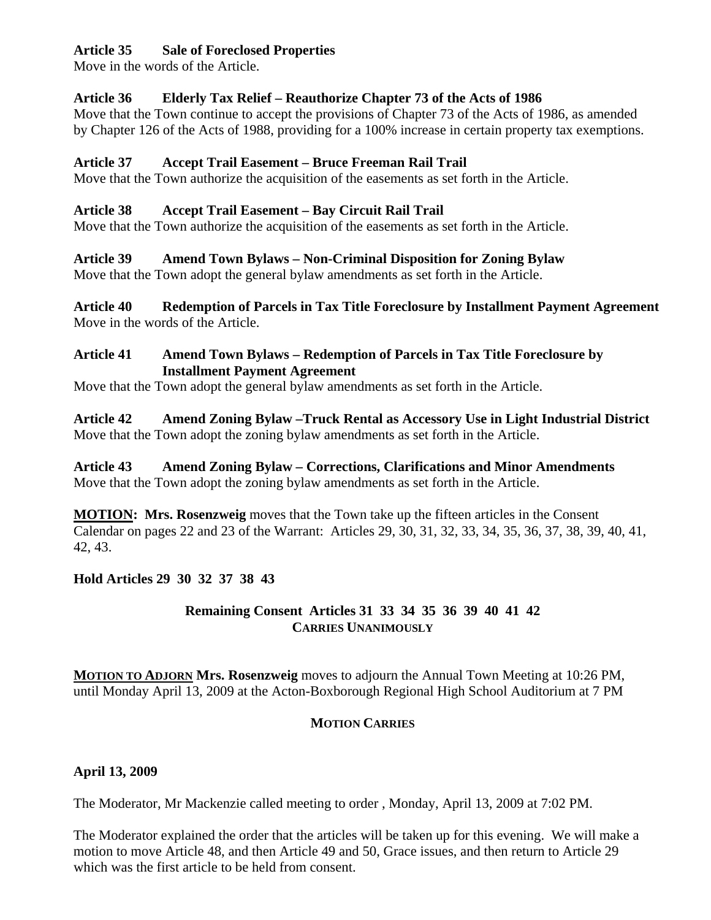**Article 35 Sale of Foreclosed Properties**
Move in the words of the Article.

**Article 36 Elderly Tax Relief – Reauthorize Chapter 73 of the Acts of 1986**
Move that the Town continue to accept the provisions of Chapter 73 of the Acts of 1986, as amended by Chapter 126 of the Acts of 1988, providing for a 100% increase in certain property tax exemptions.

**Article 37 Accept Trail Easement – Bruce Freeman Rail Trail**
Move that the Town authorize the acquisition of the easements as set forth in the Article.

**Article 38 Accept Trail Easement – Bay Circuit Rail Trail**
Move that the Town authorize the acquisition of the easements as set forth in the Article.

**Article 39 Amend Town Bylaws – Non-Criminal Disposition for Zoning Bylaw**
Move that the Town adopt the general bylaw amendments as set forth in the Article.

**Article 40 Redemption of Parcels in Tax Title Foreclosure by Installment Payment Agreement**
Move in the words of the Article.

**Article 41 Amend Town Bylaws – Redemption of Parcels in Tax Title Foreclosure by Installment Payment Agreement**
Move that the Town adopt the general bylaw amendments as set forth in the Article.

**Article 42 Amend Zoning Bylaw –Truck Rental as Accessory Use in Light Industrial District**
Move that the Town adopt the zoning bylaw amendments as set forth in the Article.

**Article 43 Amend Zoning Bylaw – Corrections, Clarifications and Minor Amendments**
Move that the Town adopt the zoning bylaw amendments as set forth in the Article.

**MOTION: Mrs. Rosenzweig** moves that the Town take up the fifteen articles in the Consent Calendar on pages 22 and 23 of the Warrant: Articles 29, 30, 31, 32, 33, 34, 35, 36, 37, 38, 39, 40, 41, 42, 43.

**Hold Articles 29 30 32 37 38 43**

**Remaining Consent Articles 31 33 34 35 36 39 40 41 42**
**CARRIES UNANIMOUSLY**

**MOTION TO ADJOURN Mrs. Rosenzweig** moves to adjourn the Annual Town Meeting at 10:26 PM, until Monday April 13, 2009 at the Acton-Boxborough Regional High School Auditorium at 7 PM

**MOTION CARRIES**

**April 13, 2009**

The Moderator, Mr Mackenzie called meeting to order , Monday, April 13, 2009 at 7:02 PM.

The Moderator explained the order that the articles will be taken up for this evening. We will make a motion to move Article 48, and then Article 49 and 50, Grace issues, and then return to Article 29 which was the first article to be held from consent.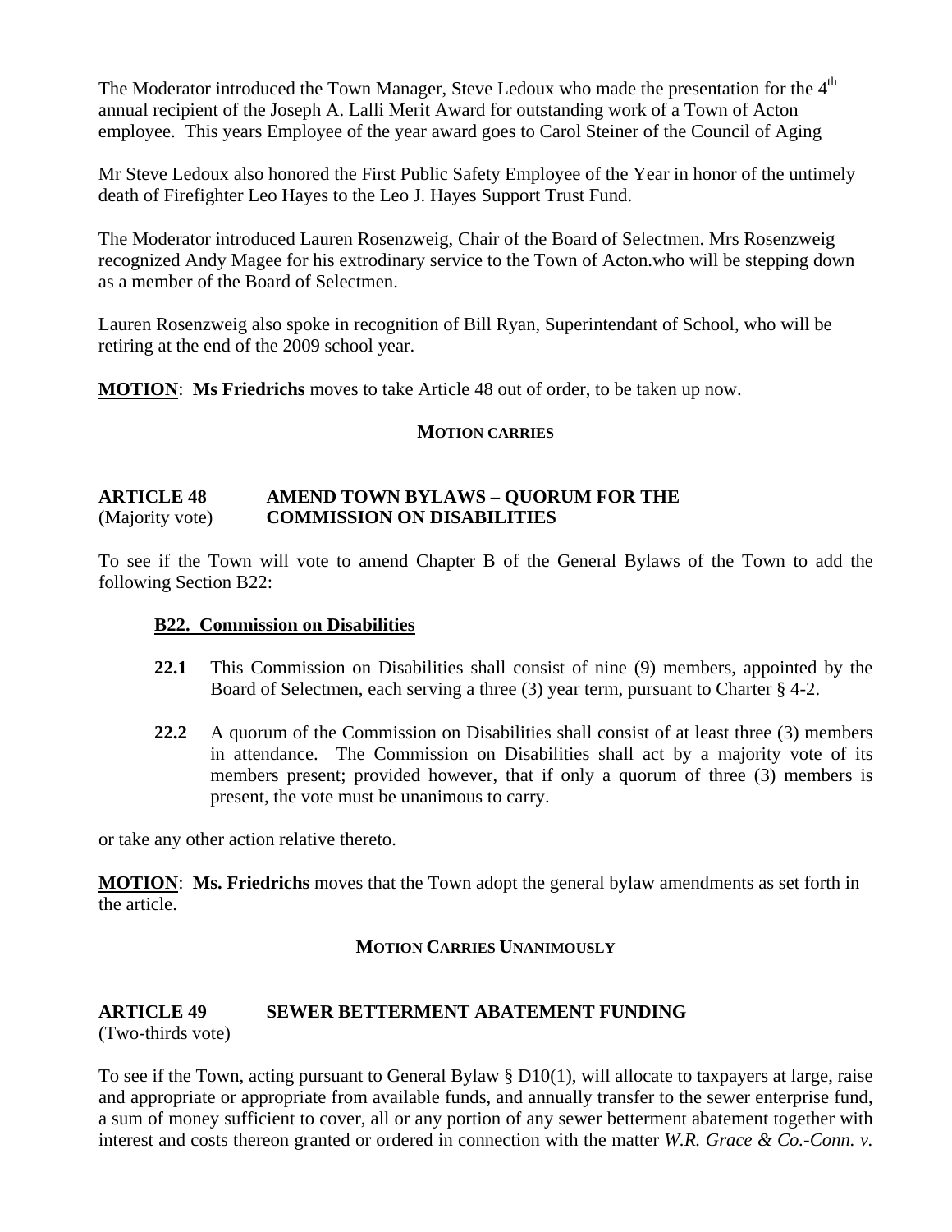The Moderator introduced the Town Manager, Steve Ledoux who made the presentation for the 4th annual recipient of the Joseph A. Lalli Merit Award for outstanding work of a Town of Acton employee. This years Employee of the year award goes to Carol Steiner of the Council of Aging

Mr Steve Ledoux also honored the First Public Safety Employee of the Year in honor of the untimely death of Firefighter Leo Hayes to the Leo J. Hayes Support Trust Fund.

The Moderator introduced Lauren Rosenzweig, Chair of the Board of Selectmen. Mrs Rosenzweig recognized Andy Magee for his extrodinary service to the Town of Acton.who will be stepping down as a member of the Board of Selectmen.

Lauren Rosenzweig also spoke in recognition of Bill Ryan, Superintendant of School, who will be retiring at the end of the 2009 school year.

**MOTION**: **Ms Friedrichs** moves to take Article 48 out of order, to be taken up now.

**MOTION CARRIES**

**ARTICLE 48 AMEND TOWN BYLAWS – QUORUM FOR THE**
(Majority vote) **COMMISSION ON DISABILITIES**

To see if the Town will vote to amend Chapter B of the General Bylaws of the Town to add the following Section B22:

**B22. Commission on Disabilities**

**22.1** This Commission on Disabilities shall consist of nine (9) members, appointed by the Board of Selectmen, each serving a three (3) year term, pursuant to Charter § 4-2.

**22.2** A quorum of the Commission on Disabilities shall consist of at least three (3) members in attendance. The Commission on Disabilities shall act by a majority vote of its members present; provided however, that if only a quorum of three (3) members is present, the vote must be unanimous to carry.

or take any other action relative thereto.

**MOTION**: **Ms. Friedrichs** moves that the Town adopt the general bylaw amendments as set forth in the article.

**MOTION CARRIES UNANIMOUSLY**

**ARTICLE 49 SEWER BETTERMENT ABATEMENT FUNDING**
(Two-thirds vote)

To see if the Town, acting pursuant to General Bylaw § D10(1), will allocate to taxpayers at large, raise and appropriate or appropriate from available funds, and annually transfer to the sewer enterprise fund, a sum of money sufficient to cover, all or any portion of any sewer betterment abatement together with interest and costs thereon granted or ordered in connection with the matter *W.R. Grace & Co.-Conn. v.*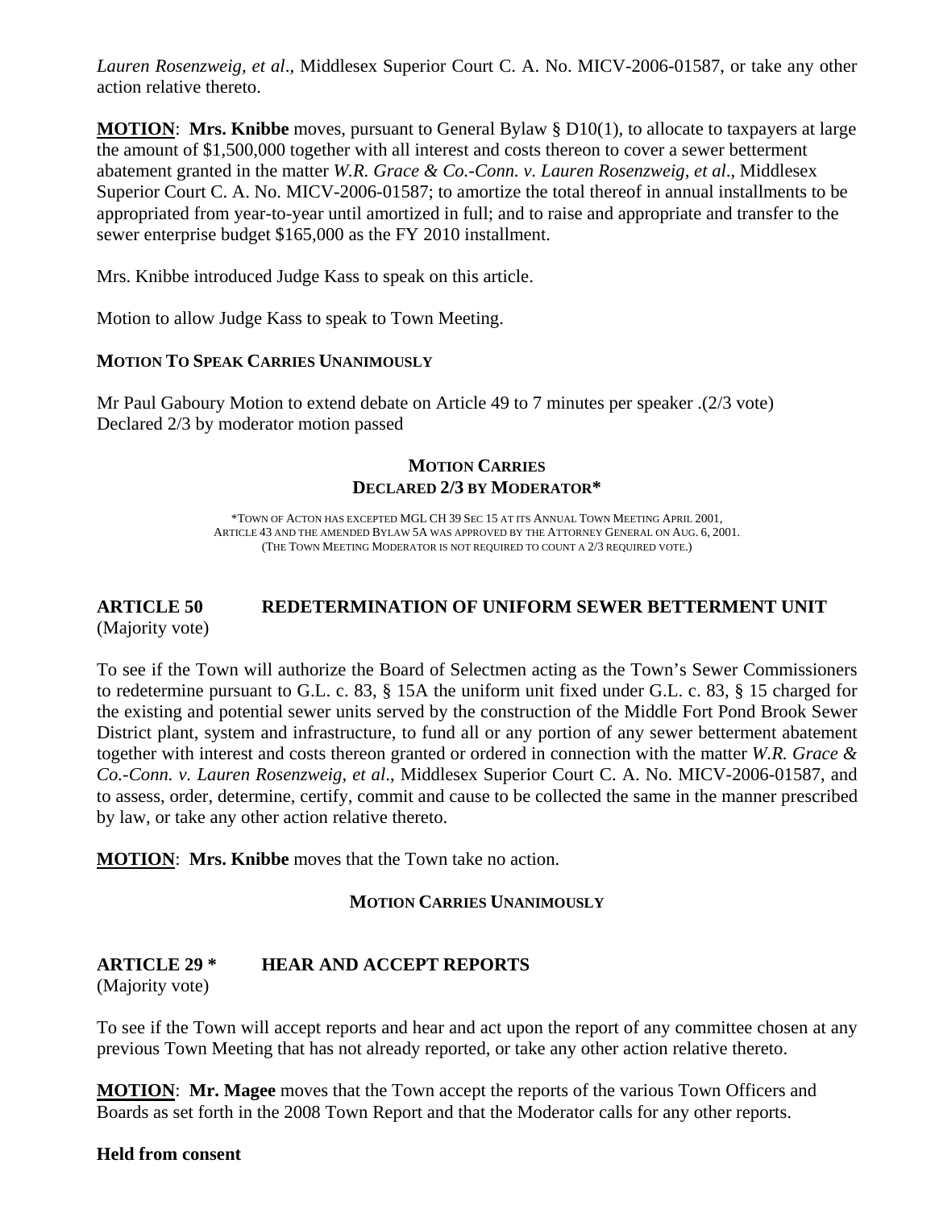*Lauren Rosenzweig, et al*., Middlesex Superior Court C. A. No. MICV-2006-01587, or take any other action relative thereto.

**MOTION**: **Mrs. Knibbe** moves, pursuant to General Bylaw § D10(1), to allocate to taxpayers at large the amount of $1,500,000 together with all interest and costs thereon to cover a sewer betterment abatement granted in the matter *W.R. Grace & Co.-Conn. v. Lauren Rosenzweig, et al*., Middlesex Superior Court C. A. No. MICV-2006-01587; to amortize the total thereof in annual installments to be appropriated from year-to-year until amortized in full; and to raise and appropriate and transfer to the sewer enterprise budget $165,000 as the FY 2010 installment.

Mrs. Knibbe introduced Judge Kass to speak on this article.

Motion to allow Judge Kass to speak to Town Meeting.

**MOTION TO SPEAK CARRIES UNANIMOUSLY**

Mr Paul Gaboury Motion to extend debate on Article 49 to 7 minutes per speaker .(2/3 vote)
Declared 2/3 by moderator motion passed

**MOTION CARRIES**
**DECLARED 2/3 BY MODERATOR***

*TOWN OF ACTON HAS EXCEPTED MGL CH 39 SEC 15 AT ITS ANNUAL TOWN MEETING APRIL 2001, ARTICLE 43 AND THE AMENDED BYLAW 5A WAS APPROVED BY THE ATTORNEY GENERAL ON AUG. 6, 2001. (THE TOWN MEETING MODERATOR IS NOT REQUIRED TO COUNT A 2/3 REQUIRED VOTE.)

## ARTICLE 50 REDETERMINATION OF UNIFORM SEWER BETTERMENT UNIT

(Majority vote)

To see if the Town will authorize the Board of Selectmen acting as the Town's Sewer Commissioners to redetermine pursuant to G.L. c. 83, § 15A the uniform unit fixed under G.L. c. 83, § 15 charged for the existing and potential sewer units served by the construction of the Middle Fort Pond Brook Sewer District plant, system and infrastructure, to fund all or any portion of any sewer betterment abatement together with interest and costs thereon granted or ordered in connection with the matter *W.R. Grace & Co.-Conn. v. Lauren Rosenzweig, et al*., Middlesex Superior Court C. A. No. MICV-2006-01587, and to assess, order, determine, certify, commit and cause to be collected the same in the manner prescribed by law, or take any other action relative thereto.

**MOTION**: **Mrs. Knibbe** moves that the Town take no action.

**MOTION CARRIES UNANIMOUSLY**

## ARTICLE 29 * HEAR AND ACCEPT REPORTS

(Majority vote)

To see if the Town will accept reports and hear and act upon the report of any committee chosen at any previous Town Meeting that has not already reported, or take any other action relative thereto.

**MOTION**: **Mr. Magee** moves that the Town accept the reports of the various Town Officers and Boards as set forth in the 2008 Town Report and that the Moderator calls for any other reports.

**Held from consent**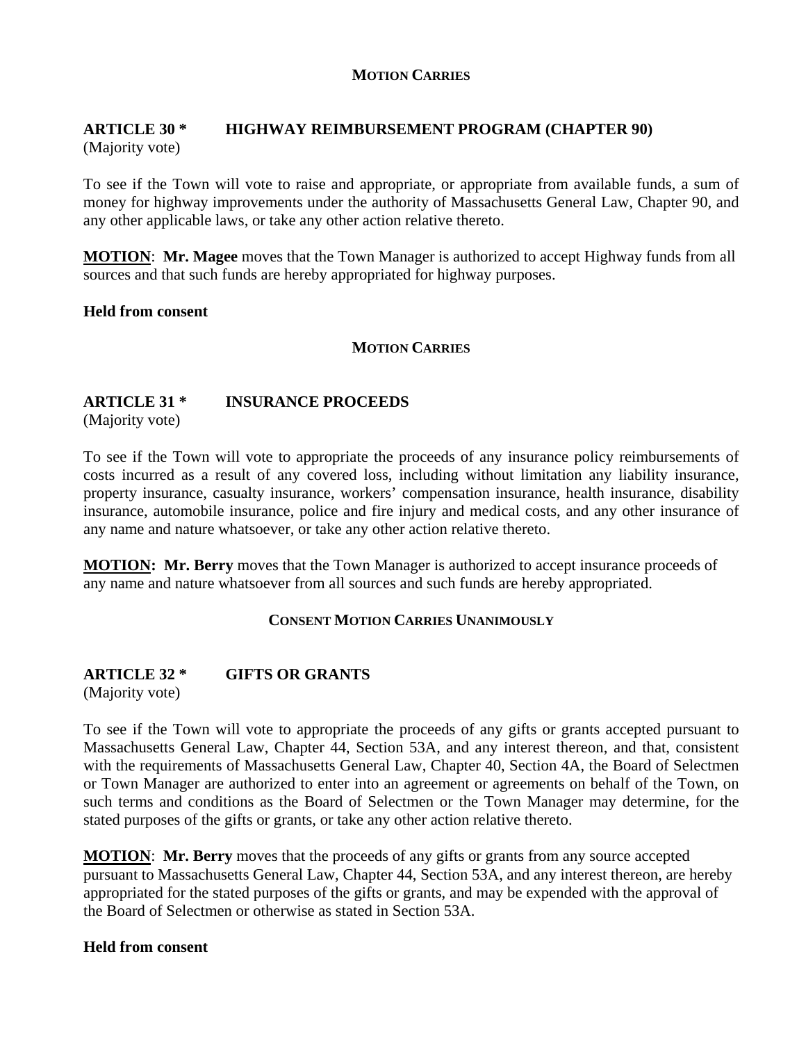**MOTION CARRIES**

### ARTICLE 30 * HIGHWAY REIMBURSEMENT PROGRAM (CHAPTER 90)

(Majority vote)

To see if the Town will vote to raise and appropriate, or appropriate from available funds, a sum of money for highway improvements under the authority of Massachusetts General Law, Chapter 90, and any other applicable laws, or take any other action relative thereto.

**MOTION**: **Mr. Magee** moves that the Town Manager is authorized to accept Highway funds from all sources and that such funds are hereby appropriated for highway purposes.

**Held from consent**

**MOTION CARRIES**

### ARTICLE 31 * INSURANCE PROCEEDS

(Majority vote)

To see if the Town will vote to appropriate the proceeds of any insurance policy reimbursements of costs incurred as a result of any covered loss, including without limitation any liability insurance, property insurance, casualty insurance, workers' compensation insurance, health insurance, disability insurance, automobile insurance, police and fire injury and medical costs, and any other insurance of any name and nature whatsoever, or take any other action relative thereto.

**MOTION: Mr. Berry** moves that the Town Manager is authorized to accept insurance proceeds of any name and nature whatsoever from all sources and such funds are hereby appropriated.

**CONSENT MOTION CARRIES UNANIMOUSLY**

### ARTICLE 32 * GIFTS OR GRANTS

(Majority vote)

To see if the Town will vote to appropriate the proceeds of any gifts or grants accepted pursuant to Massachusetts General Law, Chapter 44, Section 53A, and any interest thereon, and that, consistent with the requirements of Massachusetts General Law, Chapter 40, Section 4A, the Board of Selectmen or Town Manager are authorized to enter into an agreement or agreements on behalf of the Town, on such terms and conditions as the Board of Selectmen or the Town Manager may determine, for the stated purposes of the gifts or grants, or take any other action relative thereto.

**MOTION**: **Mr. Berry** moves that the proceeds of any gifts or grants from any source accepted pursuant to Massachusetts General Law, Chapter 44, Section 53A, and any interest thereon, are hereby appropriated for the stated purposes of the gifts or grants, and may be expended with the approval of the Board of Selectmen or otherwise as stated in Section 53A.

**Held from consent**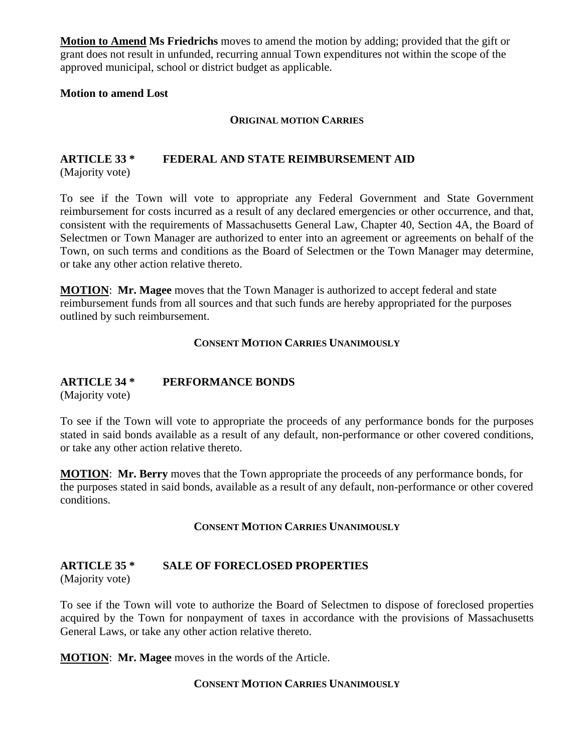**Motion to Amend** **Ms Friedrichs** moves to amend the motion by adding; provided that the gift or grant does not result in unfunded, recurring annual Town expenditures not within the scope of the approved municipal, school or district budget as applicable.

**Motion to amend Lost**

**ORIGINAL MOTION CARRIES**

### ARTICLE 33 * FEDERAL AND STATE REIMBURSEMENT AID

(Majority vote)

To see if the Town will vote to appropriate any Federal Government and State Government reimbursement for costs incurred as a result of any declared emergencies or other occurrence, and that, consistent with the requirements of Massachusetts General Law, Chapter 40, Section 4A, the Board of Selectmen or Town Manager are authorized to enter into an agreement or agreements on behalf of the Town, on such terms and conditions as the Board of Selectmen or the Town Manager may determine, or take any other action relative thereto.

**MOTION**: **Mr. Magee** moves that the Town Manager is authorized to accept federal and state reimbursement funds from all sources and that such funds are hereby appropriated for the purposes outlined by such reimbursement.

**CONSENT MOTION CARRIES UNANIMOUSLY**

### ARTICLE 34 * PERFORMANCE BONDS

(Majority vote)

To see if the Town will vote to appropriate the proceeds of any performance bonds for the purposes stated in said bonds available as a result of any default, non-performance or other covered conditions, or take any other action relative thereto.

**MOTION**: **Mr. Berry** moves that the Town appropriate the proceeds of any performance bonds, for the purposes stated in said bonds, available as a result of any default, non-performance or other covered conditions.

**CONSENT MOTION CARRIES UNANIMOUSLY**

### ARTICLE 35 * SALE OF FORECLOSED PROPERTIES

(Majority vote)

To see if the Town will vote to authorize the Board of Selectmen to dispose of foreclosed properties acquired by the Town for nonpayment of taxes in accordance with the provisions of Massachusetts General Laws, or take any other action relative thereto.

**MOTION**: **Mr. Magee** moves in the words of the Article.

**CONSENT MOTION CARRIES UNANIMOUSLY**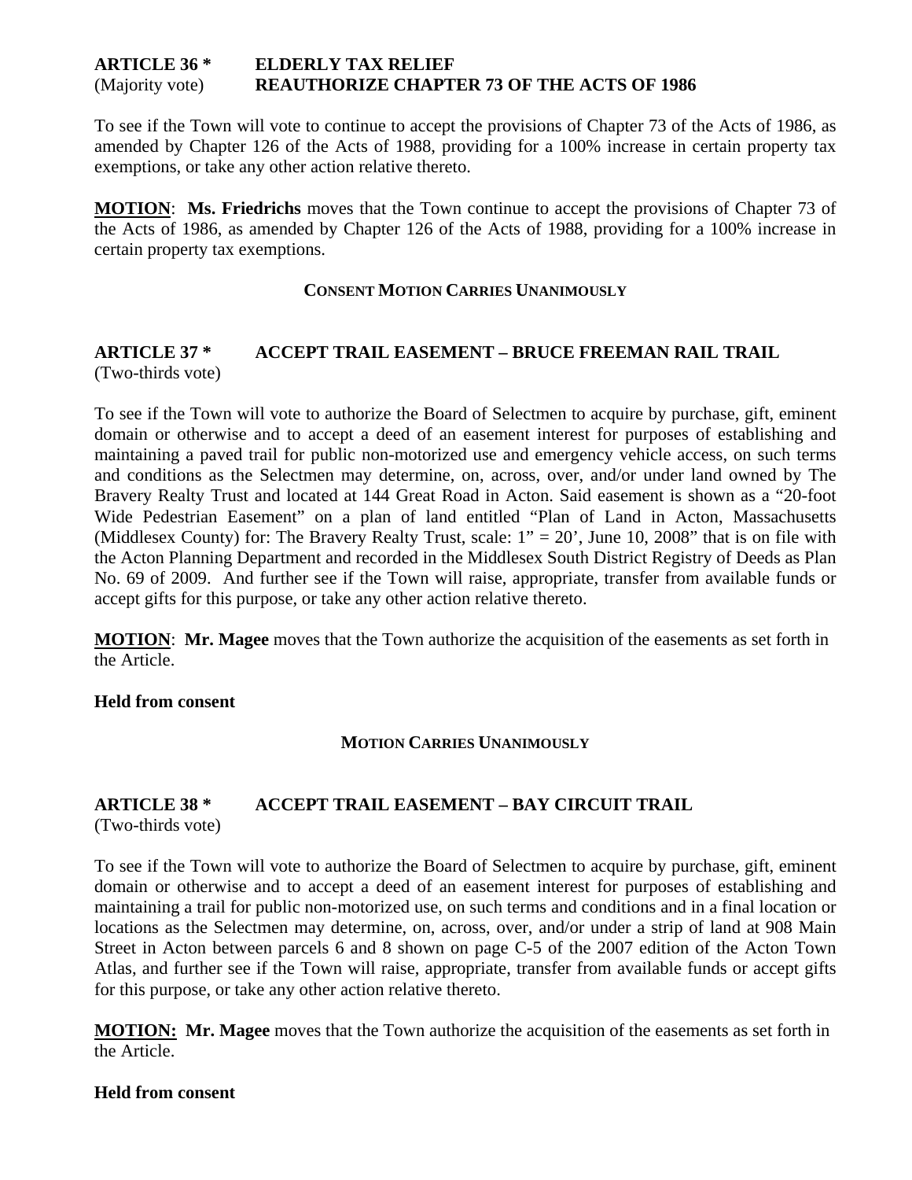**ARTICLE 36 \*** **ELDERLY TAX RELIEF**
(Majority vote) **REAUTHORIZE CHAPTER 73 OF THE ACTS OF 1986**

To see if the Town will vote to continue to accept the provisions of Chapter 73 of the Acts of 1986, as amended by Chapter 126 of the Acts of 1988, providing for a 100% increase in certain property tax exemptions, or take any other action relative thereto.

**MOTION**: **Ms. Friedrichs** moves that the Town continue to accept the provisions of Chapter 73 of the Acts of 1986, as amended by Chapter 126 of the Acts of 1988, providing for a 100% increase in certain property tax exemptions.

**CONSENT MOTION CARRIES UNANIMOUSLY**

**ARTICLE 37 \*** **ACCEPT TRAIL EASEMENT – BRUCE FREEMAN RAIL TRAIL**
(Two-thirds vote)

To see if the Town will vote to authorize the Board of Selectmen to acquire by purchase, gift, eminent domain or otherwise and to accept a deed of an easement interest for purposes of establishing and maintaining a paved trail for public non-motorized use and emergency vehicle access, on such terms and conditions as the Selectmen may determine, on, across, over, and/or under land owned by The Bravery Realty Trust and located at 144 Great Road in Acton. Said easement is shown as a "20-foot Wide Pedestrian Easement" on a plan of land entitled "Plan of Land in Acton, Massachusetts (Middlesex County) for: The Bravery Realty Trust, scale: 1" = 20', June 10, 2008" that is on file with the Acton Planning Department and recorded in the Middlesex South District Registry of Deeds as Plan No. 69 of 2009. And further see if the Town will raise, appropriate, transfer from available funds or accept gifts for this purpose, or take any other action relative thereto.

**MOTION**: **Mr. Magee** moves that the Town authorize the acquisition of the easements as set forth in the Article.

**Held from consent**

**MOTION CARRIES UNANIMOUSLY**

**ARTICLE 38 \*** **ACCEPT TRAIL EASEMENT – BAY CIRCUIT TRAIL**
(Two-thirds vote)

To see if the Town will vote to authorize the Board of Selectmen to acquire by purchase, gift, eminent domain or otherwise and to accept a deed of an easement interest for purposes of establishing and maintaining a trail for public non-motorized use, on such terms and conditions and in a final location or locations as the Selectmen may determine, on, across, over, and/or under a strip of land at 908 Main Street in Acton between parcels 6 and 8 shown on page C-5 of the 2007 edition of the Acton Town Atlas, and further see if the Town will raise, appropriate, transfer from available funds or accept gifts for this purpose, or take any other action relative thereto.

**MOTION:** **Mr. Magee** moves that the Town authorize the acquisition of the easements as set forth in the Article.

**Held from consent**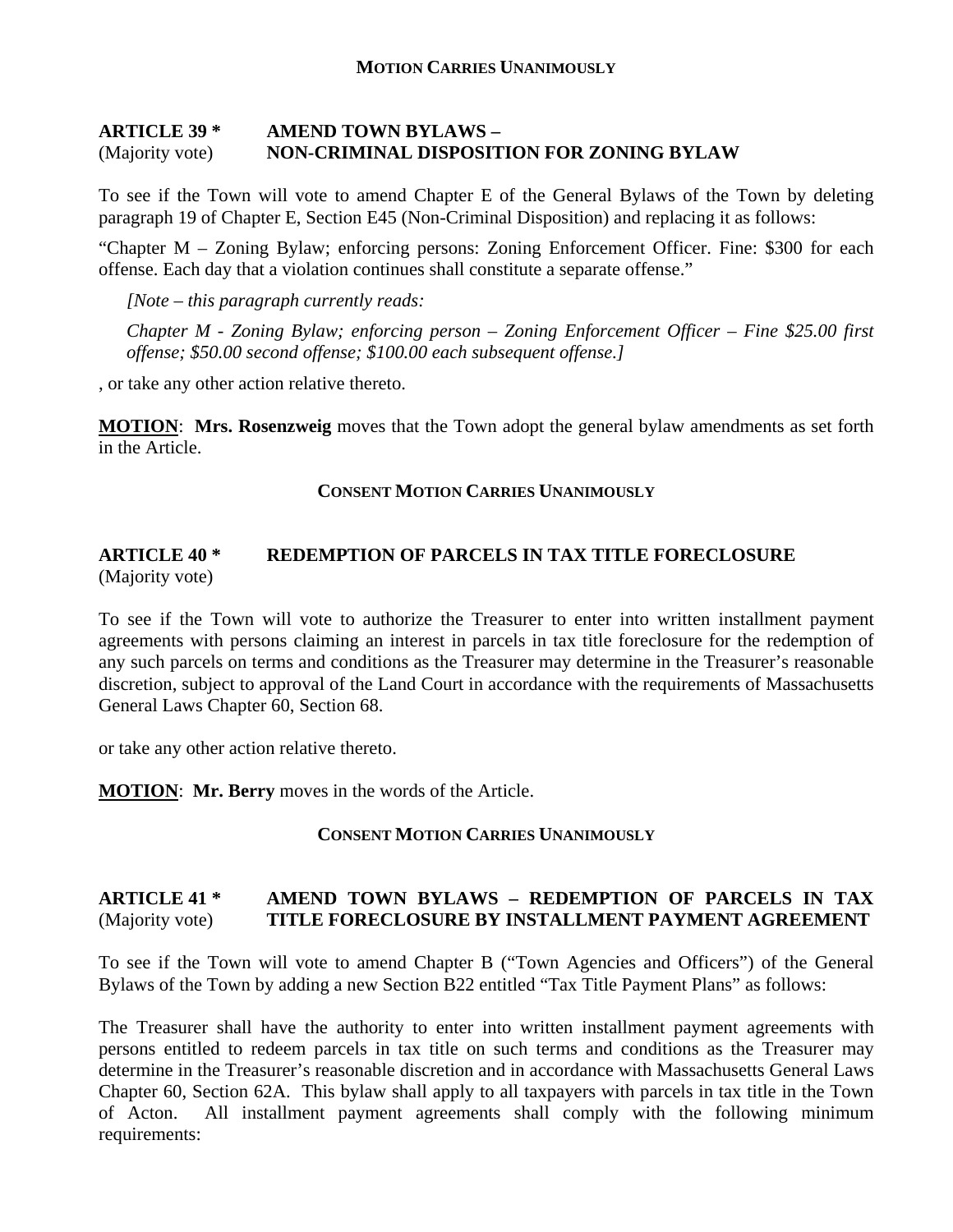**MOTION CARRIES UNANIMOUSLY**

**ARTICLE 39 *** **AMEND TOWN BYLAWS –**
(Majority vote) **NON-CRIMINAL DISPOSITION FOR ZONING BYLAW**

To see if the Town will vote to amend Chapter E of the General Bylaws of the Town by deleting paragraph 19 of Chapter E, Section E45 (Non-Criminal Disposition) and replacing it as follows:

"Chapter M – Zoning Bylaw; enforcing persons: Zoning Enforcement Officer. Fine: $300 for each offense. Each day that a violation continues shall constitute a separate offense."

*[Note – this paragraph currently reads:*

*Chapter M - Zoning Bylaw; enforcing person – Zoning Enforcement Officer – Fine $25.00 first offense; $50.00 second offense; $100.00 each subsequent offense.]*

, or take any other action relative thereto.

**MOTION**: **Mrs. Rosenzweig** moves that the Town adopt the general bylaw amendments as set forth in the Article.

**CONSENT MOTION CARRIES UNANIMOUSLY**

**ARTICLE 40 *** **REDEMPTION OF PARCELS IN TAX TITLE FORECLOSURE**
(Majority vote)

To see if the Town will vote to authorize the Treasurer to enter into written installment payment agreements with persons claiming an interest in parcels in tax title foreclosure for the redemption of any such parcels on terms and conditions as the Treasurer may determine in the Treasurer's reasonable discretion, subject to approval of the Land Court in accordance with the requirements of Massachusetts General Laws Chapter 60, Section 68.

or take any other action relative thereto.

**MOTION**: **Mr. Berry** moves in the words of the Article.

**CONSENT MOTION CARRIES UNANIMOUSLY**

**ARTICLE 41 *** **AMEND TOWN BYLAWS – REDEMPTION OF PARCELS IN TAX**
(Majority vote) **TITLE FORECLOSURE BY INSTALLMENT PAYMENT AGREEMENT**

To see if the Town will vote to amend Chapter B ("Town Agencies and Officers") of the General Bylaws of the Town by adding a new Section B22 entitled "Tax Title Payment Plans" as follows:

The Treasurer shall have the authority to enter into written installment payment agreements with persons entitled to redeem parcels in tax title on such terms and conditions as the Treasurer may determine in the Treasurer's reasonable discretion and in accordance with Massachusetts General Laws Chapter 60, Section 62A. This bylaw shall apply to all taxpayers with parcels in tax title in the Town of Acton. All installment payment agreements shall comply with the following minimum requirements: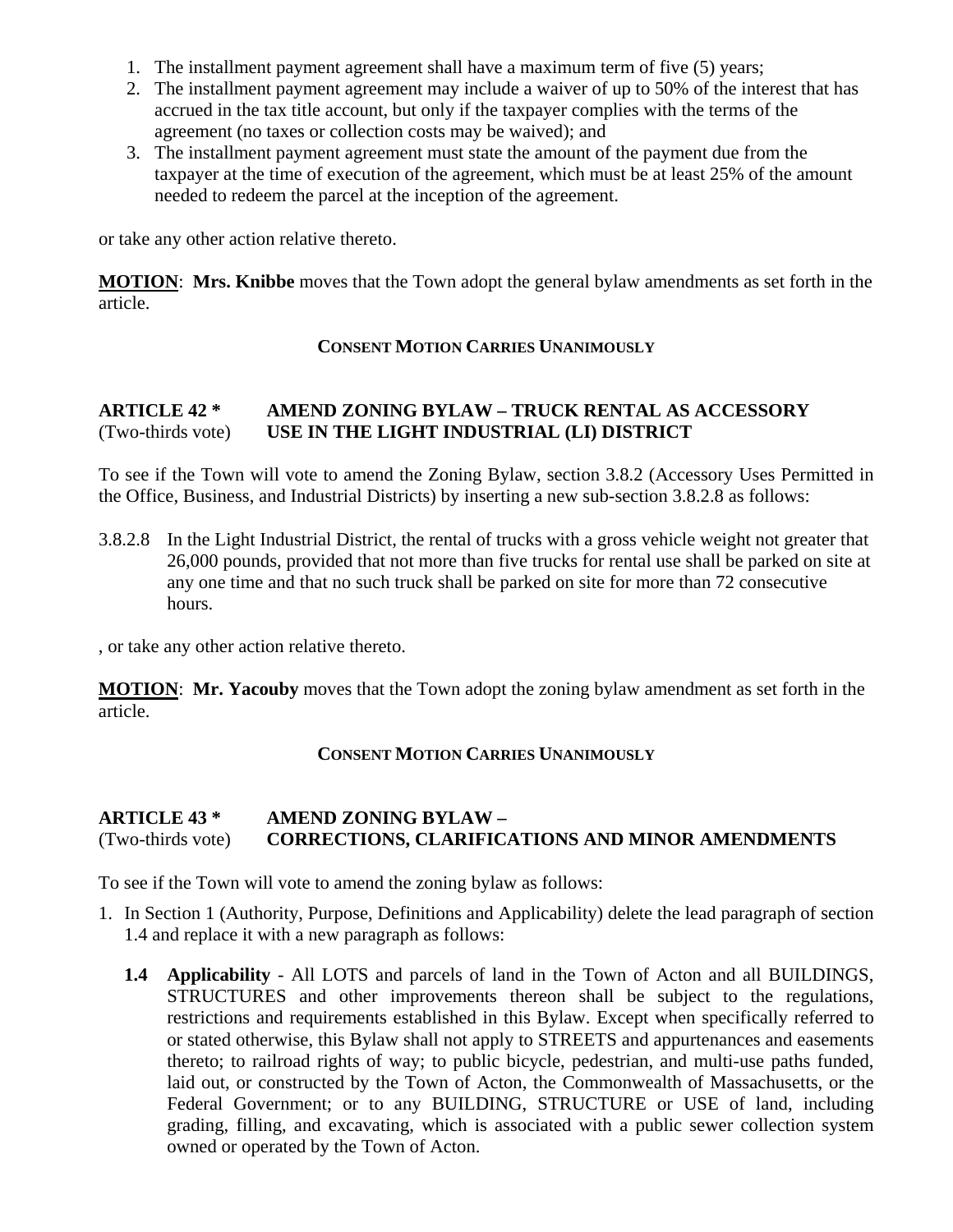1. The installment payment agreement shall have a maximum term of five (5) years;
2. The installment payment agreement may include a waiver of up to 50% of the interest that has accrued in the tax title account, but only if the taxpayer complies with the terms of the agreement (no taxes or collection costs may be waived); and
3. The installment payment agreement must state the amount of the payment due from the taxpayer at the time of execution of the agreement, which must be at least 25% of the amount needed to redeem the parcel at the inception of the agreement.

or take any other action relative thereto.

**MOTION**: **Mrs. Knibbe** moves that the Town adopt the general bylaw amendments as set forth in the article.

**CONSENT MOTION CARRIES UNANIMOUSLY**

## ARTICLE 42 * AMEND ZONING BYLAW – TRUCK RENTAL AS ACCESSORY USE IN THE LIGHT INDUSTRIAL (LI) DISTRICT

(Two-thirds vote)

To see if the Town will vote to amend the Zoning Bylaw, section 3.8.2 (Accessory Uses Permitted in the Office, Business, and Industrial Districts) by inserting a new sub-section 3.8.2.8 as follows:

3.8.2.8 In the Light Industrial District, the rental of trucks with a gross vehicle weight not greater that 26,000 pounds, provided that not more than five trucks for rental use shall be parked on site at any one time and that no such truck shall be parked on site for more than 72 consecutive hours.

, or take any other action relative thereto.

**MOTION**: **Mr. Yacouby** moves that the Town adopt the zoning bylaw amendment as set forth in the article.

**CONSENT MOTION CARRIES UNANIMOUSLY**

## ARTICLE 43 * AMEND ZONING BYLAW – CORRECTIONS, CLARIFICATIONS AND MINOR AMENDMENTS

(Two-thirds vote)

To see if the Town will vote to amend the zoning bylaw as follows:

1. In Section 1 (Authority, Purpose, Definitions and Applicability) delete the lead paragraph of section 1.4 and replace it with a new paragraph as follows:

   **1.4 Applicability** - All LOTS and parcels of land in the Town of Acton and all BUILDINGS, STRUCTURES and other improvements thereon shall be subject to the regulations, restrictions and requirements established in this Bylaw. Except when specifically referred to or stated otherwise, this Bylaw shall not apply to STREETS and appurtenances and easements thereto; to railroad rights of way; to public bicycle, pedestrian, and multi-use paths funded, laid out, or constructed by the Town of Acton, the Commonwealth of Massachusetts, or the Federal Government; or to any BUILDING, STRUCTURE or USE of land, including grading, filling, and excavating, which is associated with a public sewer collection system owned or operated by the Town of Acton.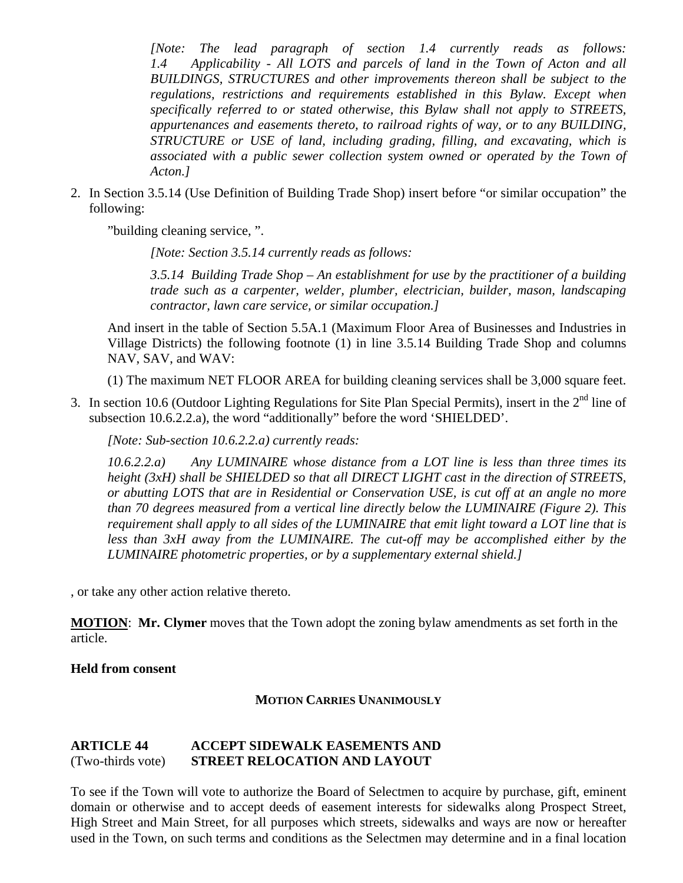*[Note: The lead paragraph of section 1.4 currently reads as follows: 1.4 Applicability - All LOTS and parcels of land in the Town of Acton and all BUILDINGS, STRUCTURES and other improvements thereon shall be subject to the regulations, restrictions and requirements established in this Bylaw. Except when specifically referred to or stated otherwise, this Bylaw shall not apply to STREETS, appurtenances and easements thereto, to railroad rights of way, or to any BUILDING, STRUCTURE or USE of land, including grading, filling, and excavating, which is associated with a public sewer collection system owned or operated by the Town of Acton.]*

2. In Section 3.5.14 (Use Definition of Building Trade Shop) insert before "or similar occupation" the following:

   "building cleaning service, ".

   *[Note: Section 3.5.14 currently reads as follows:*

   *3.5.14 Building Trade Shop – An establishment for use by the practitioner of a building trade such as a carpenter, welder, plumber, electrician, builder, mason, landscaping contractor, lawn care service, or similar occupation.]*

   And insert in the table of Section 5.5A.1 (Maximum Floor Area of Businesses and Industries in Village Districts) the following footnote (1) in line 3.5.14 Building Trade Shop and columns NAV, SAV, and WAV:

   (1) The maximum NET FLOOR AREA for building cleaning services shall be 3,000 square feet.

3. In section 10.6 (Outdoor Lighting Regulations for Site Plan Special Permits), insert in the 2nd line of subsection 10.6.2.2.a), the word "additionally" before the word 'SHIELDED'.

   *[Note: Sub-section 10.6.2.2.a) currently reads:*

   *10.6.2.2.a) Any LUMINAIRE whose distance from a LOT line is less than three times its height (3xH) shall be SHIELDED so that all DIRECT LIGHT cast in the direction of STREETS, or abutting LOTS that are in Residential or Conservation USE, is cut off at an angle no more than 70 degrees measured from a vertical line directly below the LUMINAIRE (Figure 2). This requirement shall apply to all sides of the LUMINAIRE that emit light toward a LOT line that is less than 3xH away from the LUMINAIRE. The cut-off may be accomplished either by the LUMINAIRE photometric properties, or by a supplementary external shield.]*

, or take any other action relative thereto.

**MOTION**: **Mr. Clymer** moves that the Town adopt the zoning bylaw amendments as set forth in the article.

**Held from consent**

**MOTION CARRIES UNANIMOUSLY**

**ARTICLE 44** (Two-thirds vote) **ACCEPT SIDEWALK EASEMENTS AND STREET RELOCATION AND LAYOUT**

To see if the Town will vote to authorize the Board of Selectmen to acquire by purchase, gift, eminent domain or otherwise and to accept deeds of easement interests for sidewalks along Prospect Street, High Street and Main Street, for all purposes which streets, sidewalks and ways are now or hereafter used in the Town, on such terms and conditions as the Selectmen may determine and in a final location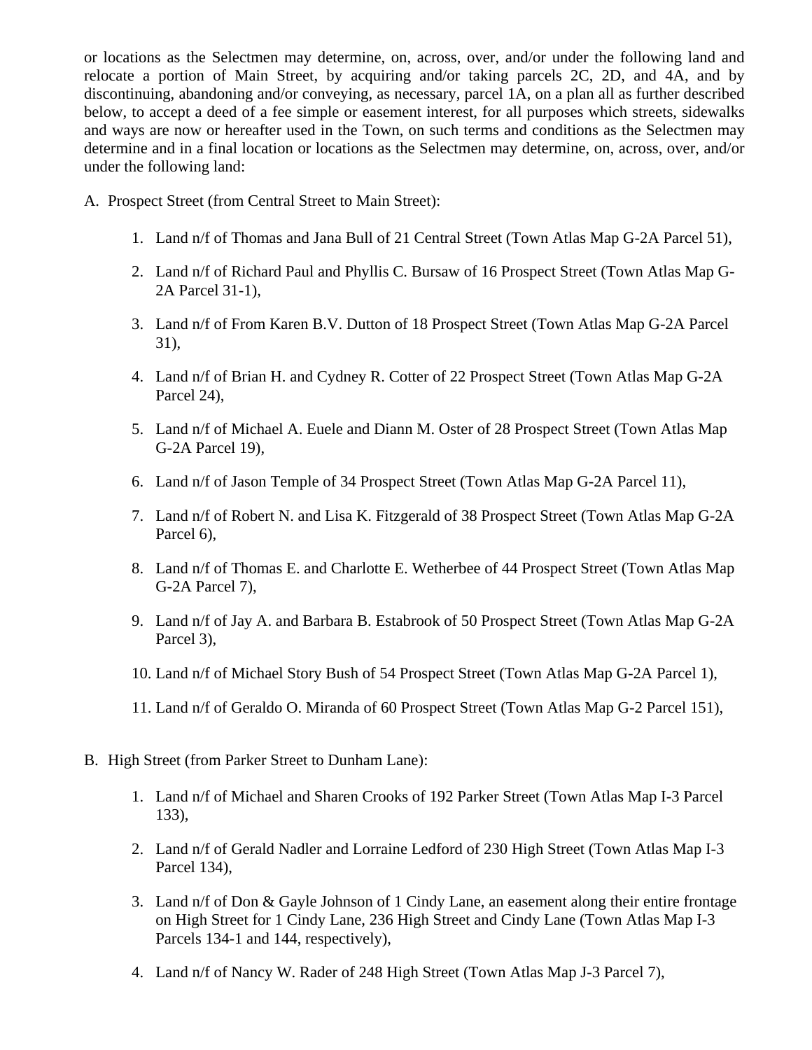or locations as the Selectmen may determine, on, across, over, and/or under the following land and relocate a portion of Main Street, by acquiring and/or taking parcels 2C, 2D, and 4A, and by discontinuing, abandoning and/or conveying, as necessary, parcel 1A, on a plan all as further described below, to accept a deed of a fee simple or easement interest, for all purposes which streets, sidewalks and ways are now or hereafter used in the Town, on such terms and conditions as the Selectmen may determine and in a final location or locations as the Selectmen may determine, on, across, over, and/or under the following land:

A. Prospect Street (from Central Street to Main Street):

1. Land n/f of Thomas and Jana Bull of 21 Central Street (Town Atlas Map G-2A Parcel 51),
2. Land n/f of Richard Paul and Phyllis C. Bursaw of 16 Prospect Street (Town Atlas Map G-2A Parcel 31-1),
3. Land n/f of From Karen B.V. Dutton of 18 Prospect Street (Town Atlas Map G-2A Parcel 31),
4. Land n/f of Brian H. and Cydney R. Cotter of 22 Prospect Street (Town Atlas Map G-2A Parcel 24),
5. Land n/f of Michael A. Euele and Diann M. Oster of 28 Prospect Street (Town Atlas Map G-2A Parcel 19),
6. Land n/f of Jason Temple of 34 Prospect Street (Town Atlas Map G-2A Parcel 11),
7. Land n/f of Robert N. and Lisa K. Fitzgerald of 38 Prospect Street (Town Atlas Map G-2A Parcel 6),
8. Land n/f of Thomas E. and Charlotte E. Wetherbee of 44 Prospect Street (Town Atlas Map G-2A Parcel 7),
9. Land n/f of Jay A. and Barbara B. Estabrook of 50 Prospect Street (Town Atlas Map G-2A Parcel 3),
10. Land n/f of Michael Story Bush of 54 Prospect Street (Town Atlas Map G-2A Parcel 1),
11. Land n/f of Geraldo O. Miranda of 60 Prospect Street (Town Atlas Map G-2 Parcel 151),

B. High Street (from Parker Street to Dunham Lane):

1. Land n/f of Michael and Sharen Crooks of 192 Parker Street (Town Atlas Map I-3 Parcel 133),
2. Land n/f of Gerald Nadler and Lorraine Ledford of 230 High Street (Town Atlas Map I-3 Parcel 134),
3. Land n/f of Don & Gayle Johnson of 1 Cindy Lane, an easement along their entire frontage on High Street for 1 Cindy Lane, 236 High Street and Cindy Lane (Town Atlas Map I-3 Parcels 134-1 and 144, respectively),
4. Land n/f of Nancy W. Rader of 248 High Street (Town Atlas Map J-3 Parcel 7),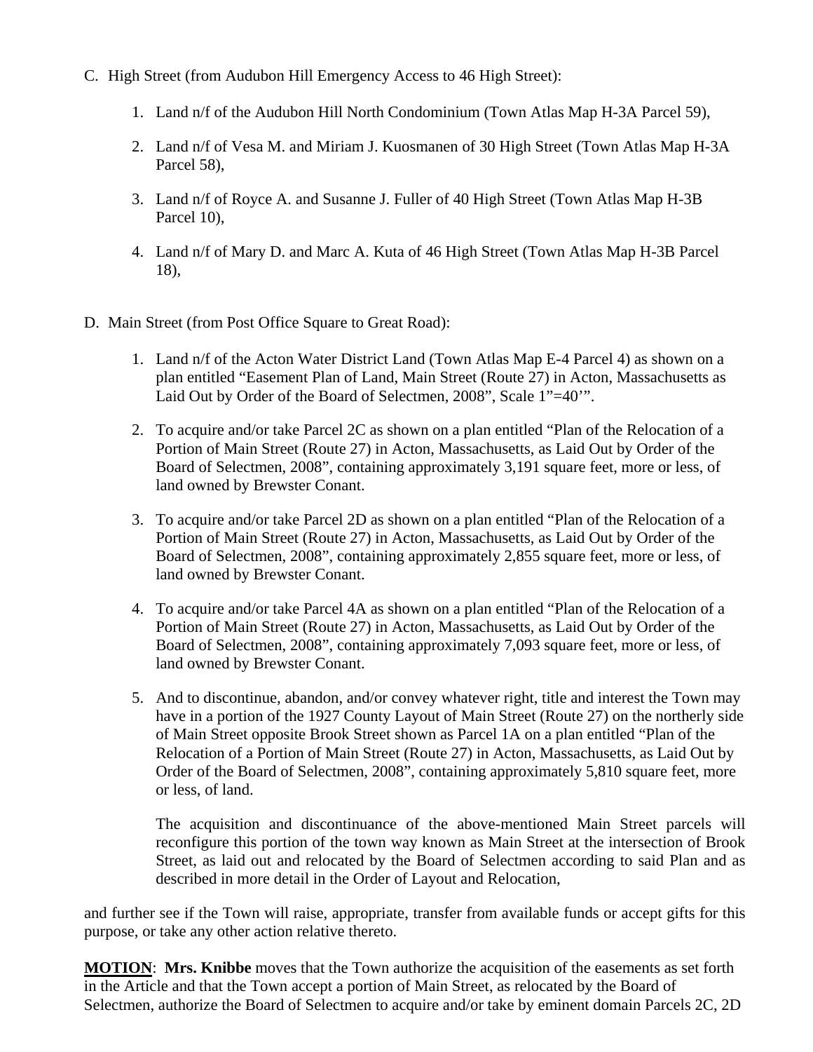C. High Street (from Audubon Hill Emergency Access to 46 High Street):

1. Land n/f of the Audubon Hill North Condominium (Town Atlas Map H-3A Parcel 59),

2. Land n/f of Vesa M. and Miriam J. Kuosmanen of 30 High Street (Town Atlas Map H-3A Parcel 58),

3. Land n/f of Royce A. and Susanne J. Fuller of 40 High Street (Town Atlas Map H-3B Parcel 10),

4. Land n/f of Mary D. and Marc A. Kuta of 46 High Street (Town Atlas Map H-3B Parcel 18),

D. Main Street (from Post Office Square to Great Road):

1. Land n/f of the Acton Water District Land (Town Atlas Map E-4 Parcel 4) as shown on a plan entitled "Easement Plan of Land, Main Street (Route 27) in Acton, Massachusetts as Laid Out by Order of the Board of Selectmen, 2008", Scale 1"=40'".

2. To acquire and/or take Parcel 2C as shown on a plan entitled "Plan of the Relocation of a Portion of Main Street (Route 27) in Acton, Massachusetts, as Laid Out by Order of the Board of Selectmen, 2008", containing approximately 3,191 square feet, more or less, of land owned by Brewster Conant.

3. To acquire and/or take Parcel 2D as shown on a plan entitled "Plan of the Relocation of a Portion of Main Street (Route 27) in Acton, Massachusetts, as Laid Out by Order of the Board of Selectmen, 2008", containing approximately 2,855 square feet, more or less, of land owned by Brewster Conant.

4. To acquire and/or take Parcel 4A as shown on a plan entitled "Plan of the Relocation of a Portion of Main Street (Route 27) in Acton, Massachusetts, as Laid Out by Order of the Board of Selectmen, 2008", containing approximately 7,093 square feet, more or less, of land owned by Brewster Conant.

5. And to discontinue, abandon, and/or convey whatever right, title and interest the Town may have in a portion of the 1927 County Layout of Main Street (Route 27) on the northerly side of Main Street opposite Brook Street shown as Parcel 1A on a plan entitled "Plan of the Relocation of a Portion of Main Street (Route 27) in Acton, Massachusetts, as Laid Out by Order of the Board of Selectmen, 2008", containing approximately 5,810 square feet, more or less, of land.

   The acquisition and discontinuance of the above-mentioned Main Street parcels will reconfigure this portion of the town way known as Main Street at the intersection of Brook Street, as laid out and relocated by the Board of Selectmen according to said Plan and as described in more detail in the Order of Layout and Relocation,

and further see if the Town will raise, appropriate, transfer from available funds or accept gifts for this purpose, or take any other action relative thereto.

**MOTION**: **Mrs. Knibbe** moves that the Town authorize the acquisition of the easements as set forth in the Article and that the Town accept a portion of Main Street, as relocated by the Board of Selectmen, authorize the Board of Selectmen to acquire and/or take by eminent domain Parcels 2C, 2D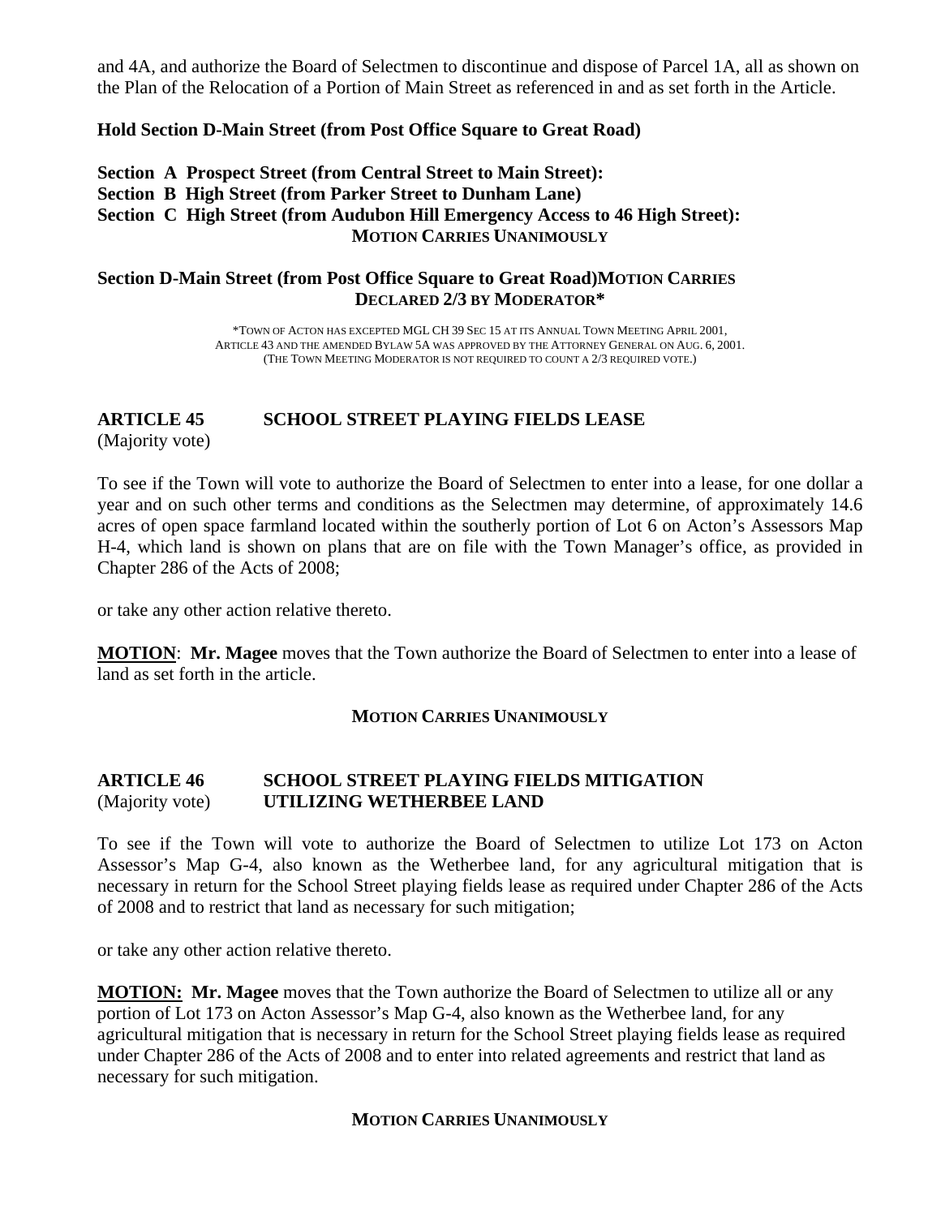and 4A, and authorize the Board of Selectmen to discontinue and dispose of Parcel 1A, all as shown on the Plan of the Relocation of a Portion of Main Street as referenced in and as set forth in the Article.

**Hold Section D-Main Street (from Post Office Square to Great Road)**

**Section A Prospect Street (from Central Street to Main Street):**
**Section B High Street (from Parker Street to Dunham Lane)**
**Section C High Street (from Audubon Hill Emergency Access to 46 High Street):**
**MOTION CARRIES UNANIMOUSLY**

**Section D-Main Street (from Post Office Square to Great Road)MOTION CARRIES DECLARED 2/3 BY MODERATOR***

*TOWN OF ACTON HAS EXCEPTED MGL CH 39 SEC 15 AT ITS ANNUAL TOWN MEETING APRIL 2001, ARTICLE 43 AND THE AMENDED BYLAW 5A WAS APPROVED BY THE ATTORNEY GENERAL ON AUG. 6, 2001. (THE TOWN MEETING MODERATOR IS NOT REQUIRED TO COUNT A 2/3 REQUIRED VOTE.)

## ARTICLE 45 SCHOOL STREET PLAYING FIELDS LEASE
(Majority vote)

To see if the Town will vote to authorize the Board of Selectmen to enter into a lease, for one dollar a year and on such other terms and conditions as the Selectmen may determine, of approximately 14.6 acres of open space farmland located within the southerly portion of Lot 6 on Acton's Assessors Map H-4, which land is shown on plans that are on file with the Town Manager's office, as provided in Chapter 286 of the Acts of 2008;

or take any other action relative thereto.

**MOTION**: **Mr. Magee** moves that the Town authorize the Board of Selectmen to enter into a lease of land as set forth in the article.

**MOTION CARRIES UNANIMOUSLY**

## ARTICLE 46 SCHOOL STREET PLAYING FIELDS MITIGATION UTILIZING WETHERBEE LAND
(Majority vote)

To see if the Town will vote to authorize the Board of Selectmen to utilize Lot 173 on Acton Assessor's Map G-4, also known as the Wetherbee land, for any agricultural mitigation that is necessary in return for the School Street playing fields lease as required under Chapter 286 of the Acts of 2008 and to restrict that land as necessary for such mitigation;

or take any other action relative thereto.

**MOTION: Mr. Magee** moves that the Town authorize the Board of Selectmen to utilize all or any portion of Lot 173 on Acton Assessor's Map G-4, also known as the Wetherbee land, for any agricultural mitigation that is necessary in return for the School Street playing fields lease as required under Chapter 286 of the Acts of 2008 and to enter into related agreements and restrict that land as necessary for such mitigation.

**MOTION CARRIES UNANIMOUSLY**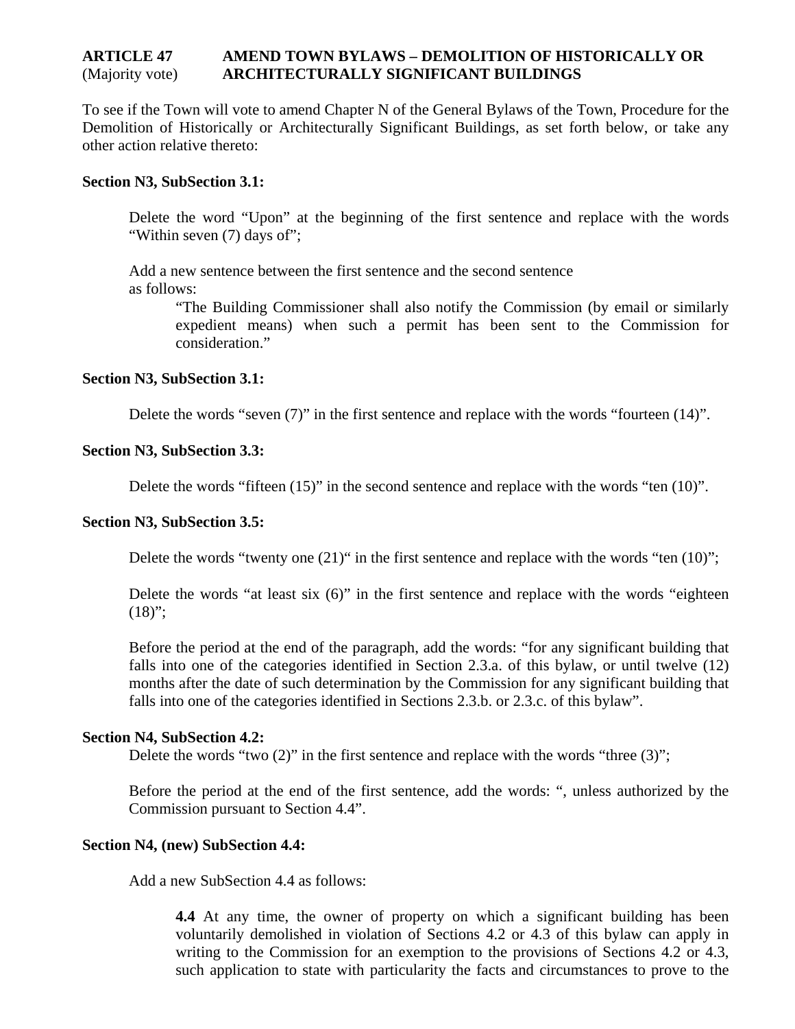**ARTICLE 47** (Majority vote) **AMEND TOWN BYLAWS – DEMOLITION OF HISTORICALLY OR ARCHITECTURALLY SIGNIFICANT BUILDINGS**

To see if the Town will vote to amend Chapter N of the General Bylaws of the Town, Procedure for the Demolition of Historically or Architecturally Significant Buildings, as set forth below, or take any other action relative thereto:

**Section N3, SubSection 3.1:**

Delete the word "Upon" at the beginning of the first sentence and replace with the words "Within seven (7) days of";

Add a new sentence between the first sentence and the second sentence as follows:

> "The Building Commissioner shall also notify the Commission (by email or similarly expedient means) when such a permit has been sent to the Commission for consideration."

**Section N3, SubSection 3.1:**

Delete the words "seven (7)" in the first sentence and replace with the words "fourteen (14)".

**Section N3, SubSection 3.3:**

Delete the words "fifteen (15)" in the second sentence and replace with the words "ten (10)".

**Section N3, SubSection 3.5:**

Delete the words "twenty one (21)" in the first sentence and replace with the words "ten (10)";

Delete the words "at least six (6)" in the first sentence and replace with the words "eighteen (18)";

Before the period at the end of the paragraph, add the words: "for any significant building that falls into one of the categories identified in Section 2.3.a. of this bylaw, or until twelve (12) months after the date of such determination by the Commission for any significant building that falls into one of the categories identified in Sections 2.3.b. or 2.3.c. of this bylaw".

**Section N4, SubSection 4.2:**

Delete the words "two (2)" in the first sentence and replace with the words "three (3)";

Before the period at the end of the first sentence, add the words: ", unless authorized by the Commission pursuant to Section 4.4".

**Section N4, (new) SubSection 4.4:**

Add a new SubSection 4.4 as follows:

> **4.4** At any time, the owner of property on which a significant building has been voluntarily demolished in violation of Sections 4.2 or 4.3 of this bylaw can apply in writing to the Commission for an exemption to the provisions of Sections 4.2 or 4.3, such application to state with particularity the facts and circumstances to prove to the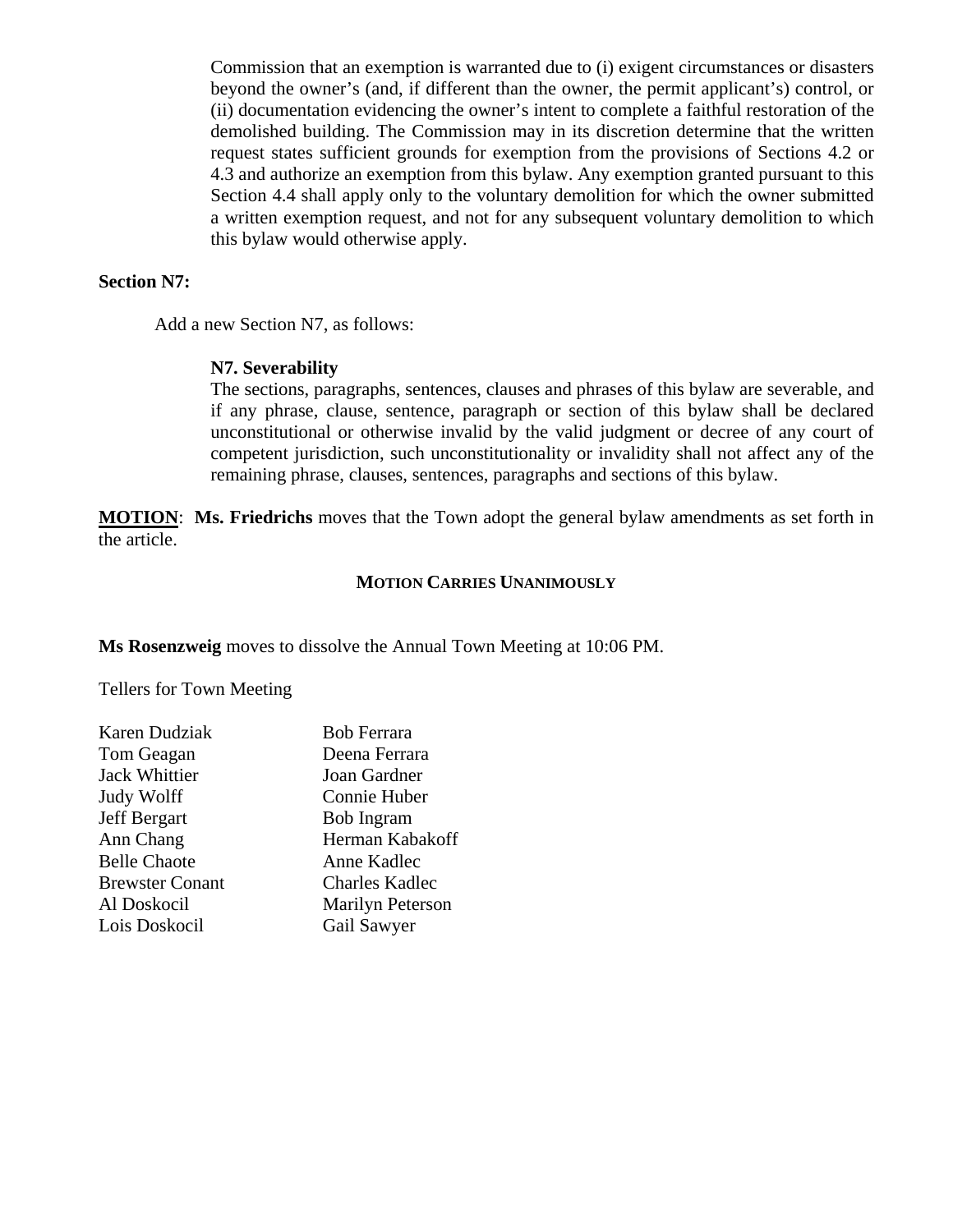Commission that an exemption is warranted due to (i) exigent circumstances or disasters beyond the owner's (and, if different than the owner, the permit applicant's) control, or (ii) documentation evidencing the owner's intent to complete a faithful restoration of the demolished building. The Commission may in its discretion determine that the written request states sufficient grounds for exemption from the provisions of Sections 4.2 or 4.3 and authorize an exemption from this bylaw. Any exemption granted pursuant to this Section 4.4 shall apply only to the voluntary demolition for which the owner submitted a written exemption request, and not for any subsequent voluntary demolition to which this bylaw would otherwise apply.

**Section N7:**

Add a new Section N7, as follows:

**N7. Severability**
The sections, paragraphs, sentences, clauses and phrases of this bylaw are severable, and if any phrase, clause, sentence, paragraph or section of this bylaw shall be declared unconstitutional or otherwise invalid by the valid judgment or decree of any court of competent jurisdiction, such unconstitutionality or invalidity shall not affect any of the remaining phrase, clauses, sentences, paragraphs and sections of this bylaw.

**MOTION**: **Ms. Friedrichs** moves that the Town adopt the general bylaw amendments as set forth in the article.

**MOTION CARRIES UNANIMOUSLY**

**Ms Rosenzweig** moves to dissolve the Annual Town Meeting at 10:06 PM.

Tellers for Town Meeting

| | |
|---|---|
| Karen Dudziak | Bob Ferrara |
| Tom Geagan | Deena Ferrara |
| Jack Whittier | Joan Gardner |
| Judy Wolff | Connie Huber |
| Jeff Bergart | Bob Ingram |
| Ann Chang | Herman Kabakoff |
| Belle Chaote | Anne Kadlec |
| Brewster Conant | Charles Kadlec |
| Al Doskocil | Marilyn Peterson |
| Lois Doskocil | Gail Sawyer |